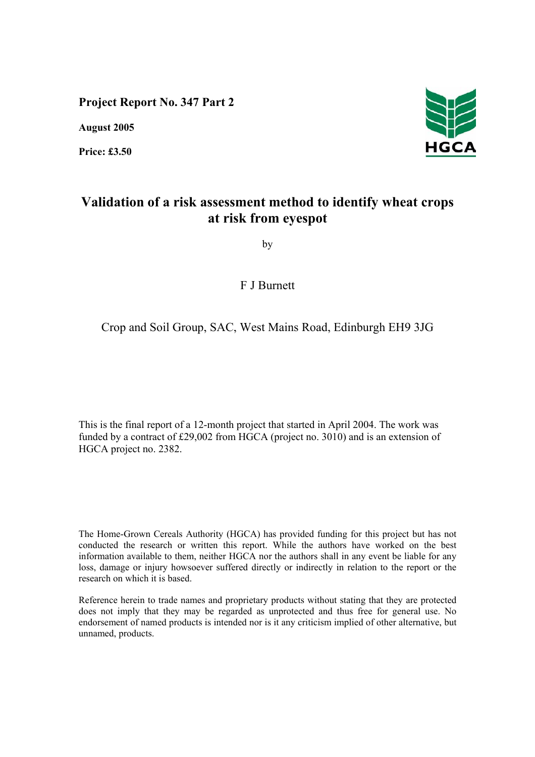**Project Report No. 347 Part 2**

**August 2005**

**Price: £3.50**

HGCA

# Validation of a risk assessment method to identify wheat crops at risk from eyespot

by

F J Burnett

Crop and Soil Group, SAC, West Mains Road, Edinburgh EH9 3JG

This is the final report of a 12-month project that started in April 2004. The work was funded by a contract of £29,002 from HGCA (project no. 3010) and is an extension of HGCA project no. 2382.

The Home-Grown Cereals Authority (HGCA) has provided funding for this project but has not conducted the research or written this report. While the authors have worked on the best information available to them, neither HGCA nor the authors shall in any event be liable for any loss, damage or injury howsoever suffered directly or indirectly in relation to the report or the research on which it is based.

Reference herein to trade names and proprietary products without stating that they are protected does not imply that they may be regarded as unprotected and thus free for general use. No endorsement of named products is intended nor is it any criticism implied of other alternative, but unnamed, products.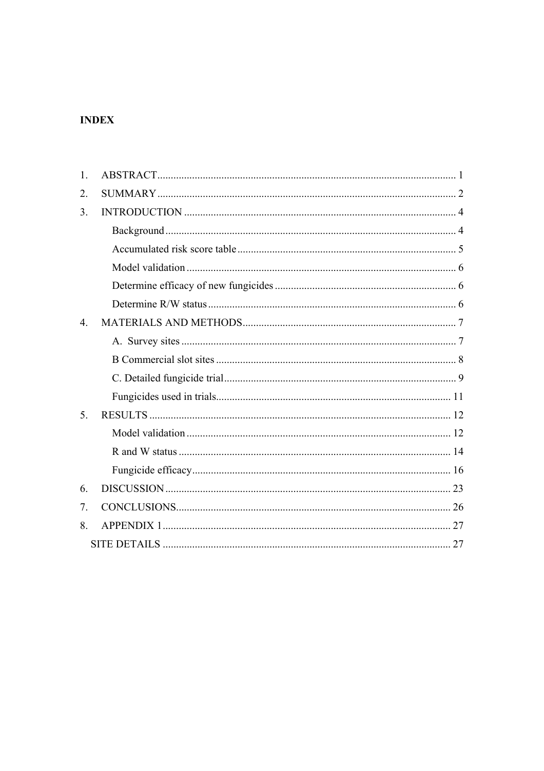**INDEX**

1. ABSTRACT ........................................................................................................ 1
2. SUMMARY ........................................................................................................ 2
3. INTRODUCTION ............................................................................................... 4
    - Background ................................................................................................. 4
    - Accumulated risk score table ....................................................................... 5
    - Model validation .......................................................................................... 6
    - Determine efficacy of new fungicides .......................................................... 6
    - Determine R/W status .................................................................................. 6
4. MATERIALS AND METHODS ......................................................................... 7
    - A. Survey sites ............................................................................................. 7
    - B Commercial slot sites ................................................................................ 8
    - C. Detailed fungicide trial ............................................................................. 9
    - Fungicides used in trials ............................................................................... 11
5. RESULTS .......................................................................................................... 12
    - Model validation .......................................................................................... 12
    - R and W status ............................................................................................. 14
    - Fungicide efficacy ........................................................................................ 16
6. DISCUSSION .................................................................................................... 23
7. CONCLUSIONS ................................................................................................ 26
8. APPENDIX 1 ..................................................................................................... 27

SITE DETAILS ..................................................................................................... 27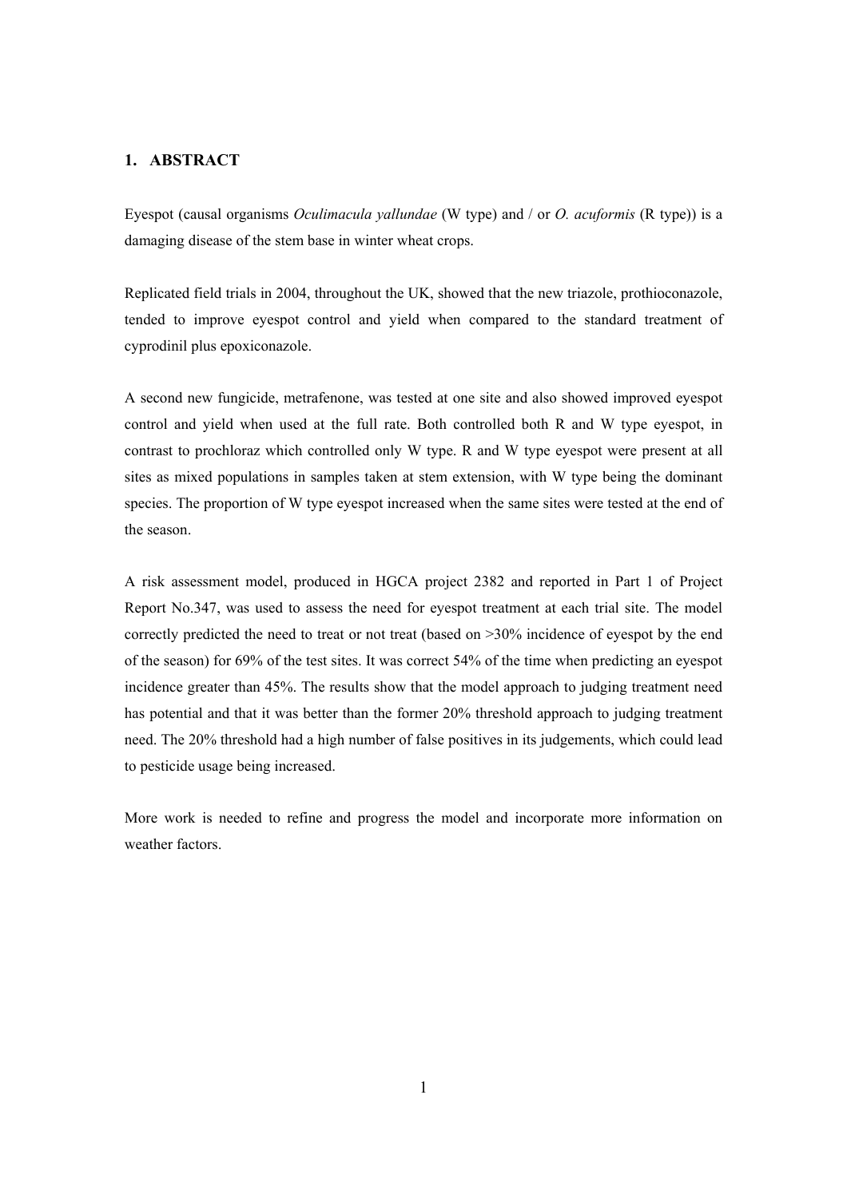## 1. ABSTRACT

Eyespot (causal organisms *Oculimacula yallundae* (W type) and / or *O. acuformis* (R type)) is a damaging disease of the stem base in winter wheat crops.

Replicated field trials in 2004, throughout the UK, showed that the new triazole, prothioconazole, tended to improve eyespot control and yield when compared to the standard treatment of cyprodinil plus epoxiconazole.

A second new fungicide, metrafenone, was tested at one site and also showed improved eyespot control and yield when used at the full rate. Both controlled both R and W type eyespot, in contrast to prochloraz which controlled only W type. R and W type eyespot were present at all sites as mixed populations in samples taken at stem extension, with W type being the dominant species. The proportion of W type eyespot increased when the same sites were tested at the end of the season.

A risk assessment model, produced in HGCA project 2382 and reported in Part 1 of Project Report No.347, was used to assess the need for eyespot treatment at each trial site. The model correctly predicted the need to treat or not treat (based on >30% incidence of eyespot by the end of the season) for 69% of the test sites. It was correct 54% of the time when predicting an eyespot incidence greater than 45%. The results show that the model approach to judging treatment need has potential and that it was better than the former 20% threshold approach to judging treatment need. The 20% threshold had a high number of false positives in its judgements, which could lead to pesticide usage being increased.

More work is needed to refine and progress the model and incorporate more information on weather factors.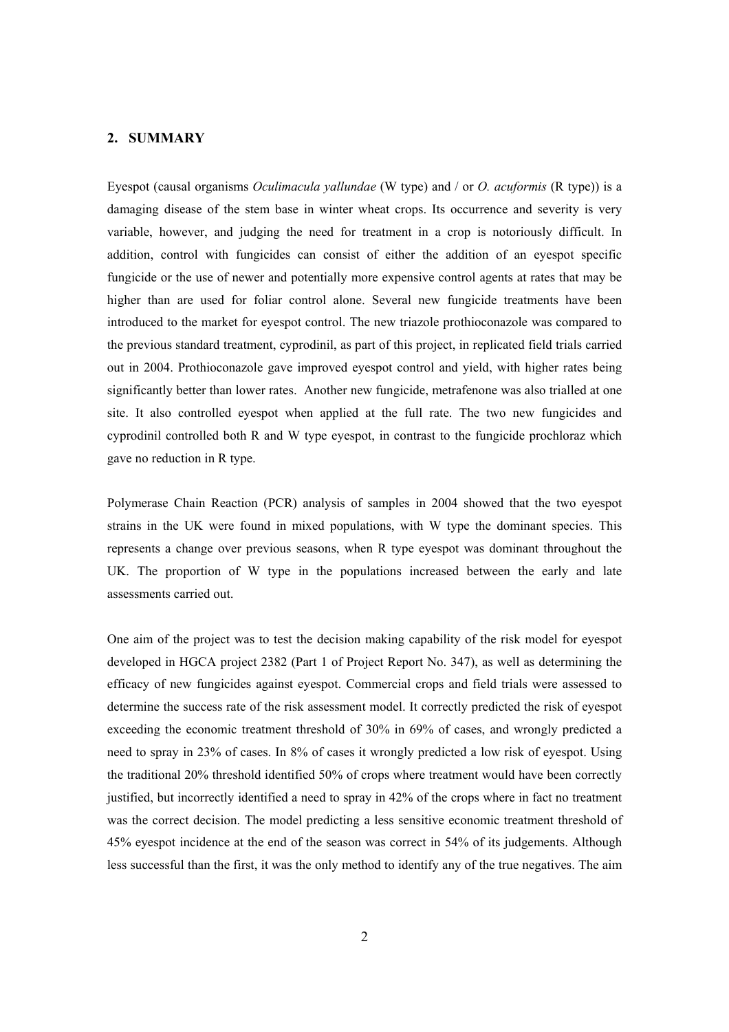## 2. SUMMARY

Eyespot (causal organisms *Oculimacula yallundae* (W type) and / or *O. acuformis* (R type)) is a damaging disease of the stem base in winter wheat crops. Its occurrence and severity is very variable, however, and judging the need for treatment in a crop is notoriously difficult. In addition, control with fungicides can consist of either the addition of an eyespot specific fungicide or the use of newer and potentially more expensive control agents at rates that may be higher than are used for foliar control alone. Several new fungicide treatments have been introduced to the market for eyespot control. The new triazole prothioconazole was compared to the previous standard treatment, cyprodinil, as part of this project, in replicated field trials carried out in 2004. Prothioconazole gave improved eyespot control and yield, with higher rates being significantly better than lower rates. Another new fungicide, metrafenone was also trialled at one site. It also controlled eyespot when applied at the full rate. The two new fungicides and cyprodinil controlled both R and W type eyespot, in contrast to the fungicide prochloraz which gave no reduction in R type.

Polymerase Chain Reaction (PCR) analysis of samples in 2004 showed that the two eyespot strains in the UK were found in mixed populations, with W type the dominant species. This represents a change over previous seasons, when R type eyespot was dominant throughout the UK. The proportion of W type in the populations increased between the early and late assessments carried out.

One aim of the project was to test the decision making capability of the risk model for eyespot developed in HGCA project 2382 (Part 1 of Project Report No. 347), as well as determining the efficacy of new fungicides against eyespot. Commercial crops and field trials were assessed to determine the success rate of the risk assessment model. It correctly predicted the risk of eyespot exceeding the economic treatment threshold of 30% in 69% of cases, and wrongly predicted a need to spray in 23% of cases. In 8% of cases it wrongly predicted a low risk of eyespot. Using the traditional 20% threshold identified 50% of crops where treatment would have been correctly justified, but incorrectly identified a need to spray in 42% of the crops where in fact no treatment was the correct decision. The model predicting a less sensitive economic treatment threshold of 45% eyespot incidence at the end of the season was correct in 54% of its judgements. Although less successful than the first, it was the only method to identify any of the true negatives. The aim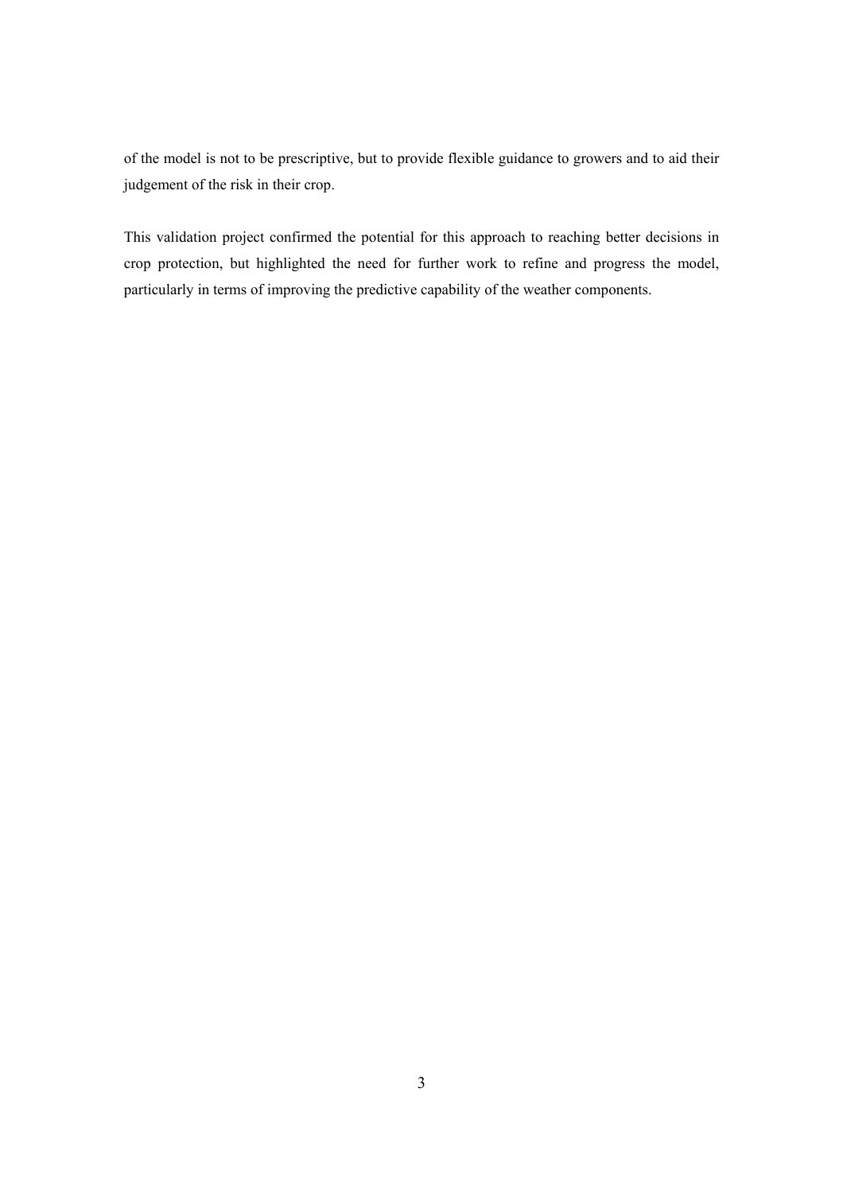of the model is not to be prescriptive, but to provide flexible guidance to growers and to aid their judgement of the risk in their crop.

This validation project confirmed the potential for this approach to reaching better decisions in crop protection, but highlighted the need for further work to refine and progress the model, particularly in terms of improving the predictive capability of the weather components.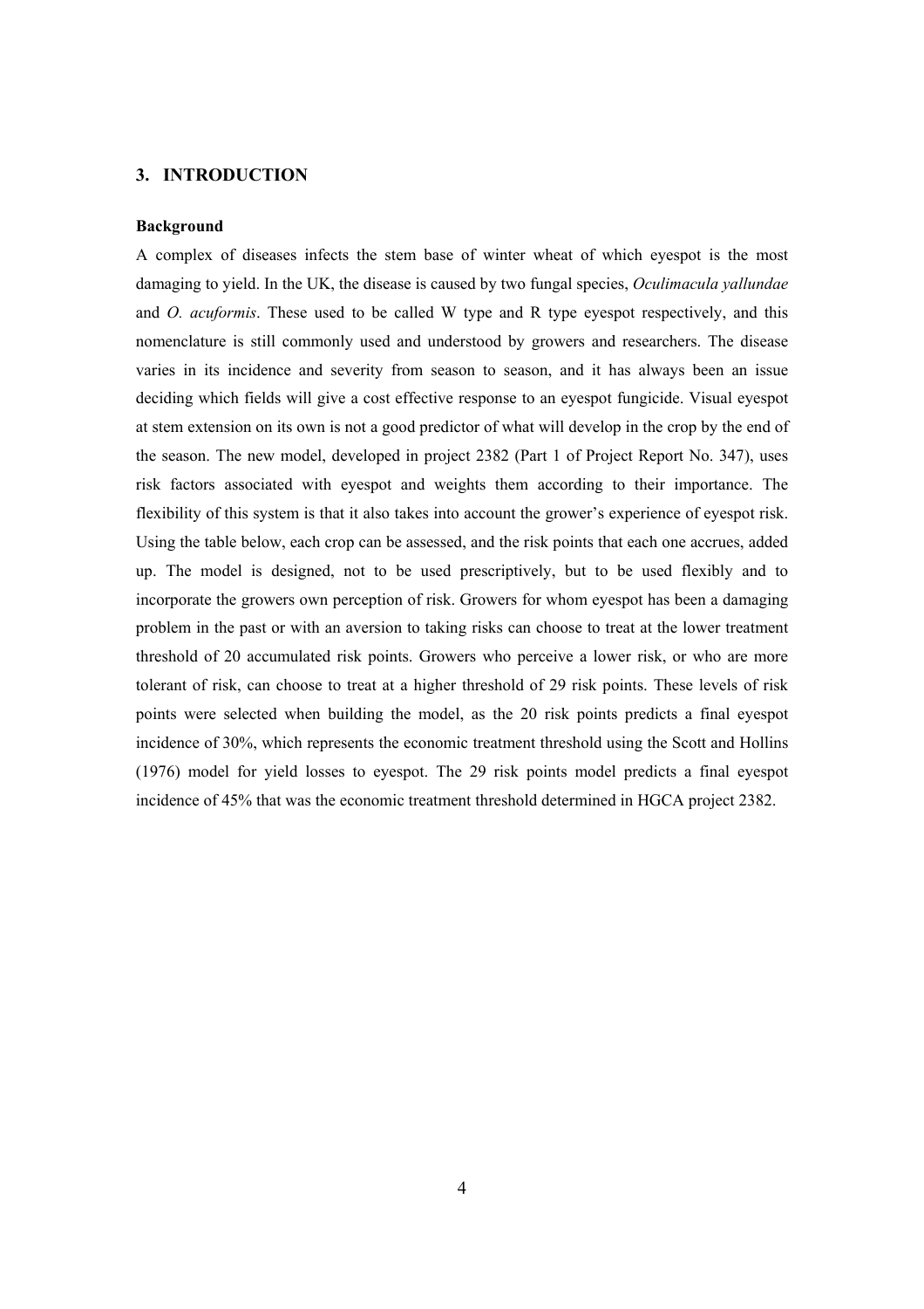## 3. INTRODUCTION

### Background

A complex of diseases infects the stem base of winter wheat of which eyespot is the most damaging to yield. In the UK, the disease is caused by two fungal species, *Oculimacula yallundae* and *O. acuformis*. These used to be called W type and R type eyespot respectively, and this nomenclature is still commonly used and understood by growers and researchers. The disease varies in its incidence and severity from season to season, and it has always been an issue deciding which fields will give a cost effective response to an eyespot fungicide. Visual eyespot at stem extension on its own is not a good predictor of what will develop in the crop by the end of the season. The new model, developed in project 2382 (Part 1 of Project Report No. 347), uses risk factors associated with eyespot and weights them according to their importance. The flexibility of this system is that it also takes into account the grower's experience of eyespot risk. Using the table below, each crop can be assessed, and the risk points that each one accrues, added up. The model is designed, not to be used prescriptively, but to be used flexibly and to incorporate the growers own perception of risk. Growers for whom eyespot has been a damaging problem in the past or with an aversion to taking risks can choose to treat at the lower treatment threshold of 20 accumulated risk points. Growers who perceive a lower risk, or who are more tolerant of risk, can choose to treat at a higher threshold of 29 risk points. These levels of risk points were selected when building the model, as the 20 risk points predicts a final eyespot incidence of 30%, which represents the economic treatment threshold using the Scott and Hollins (1976) model for yield losses to eyespot. The 29 risk points model predicts a final eyespot incidence of 45% that was the economic treatment threshold determined in HGCA project 2382.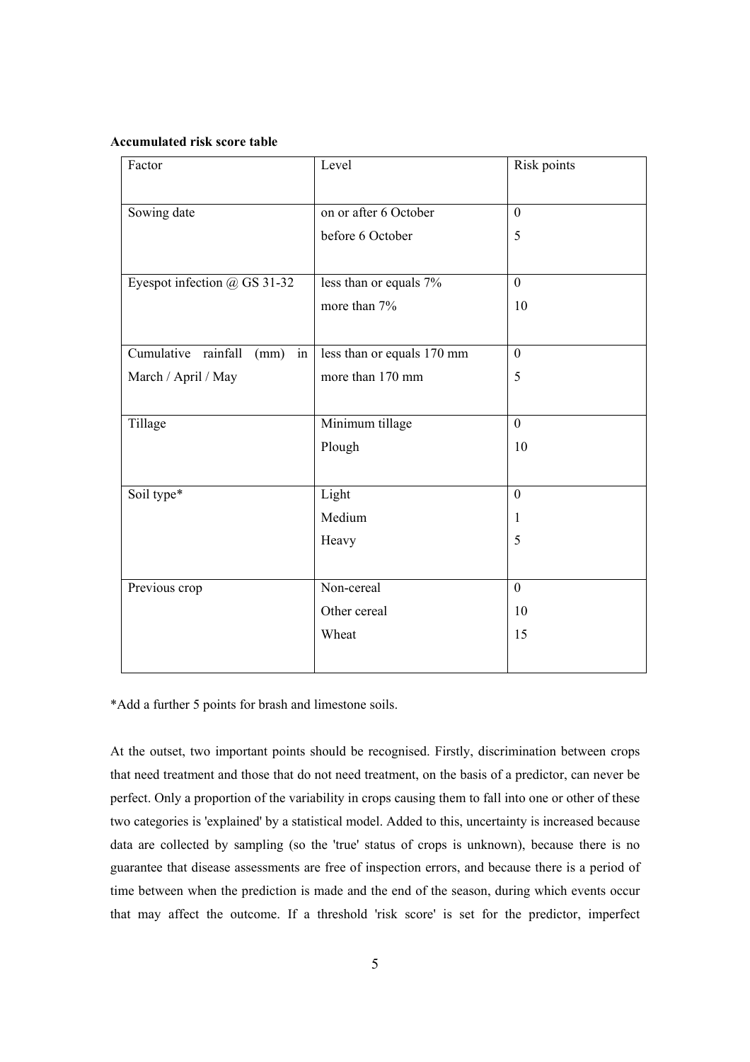**Accumulated risk score table**

| Factor | Level | Risk points |
|---|---|---|
| Sowing date | on or after 6 October | 0 |
| | before 6 October | 5 |
| Eyespot infection @ GS 31-32 | less than or equals 7% | 0 |
| | more than 7% | 10 |
| Cumulative rainfall (mm) in March / April / May | less than or equals 170 mm | 0 |
| | more than 170 mm | 5 |
| Tillage | Minimum tillage | 0 |
| | Plough | 10 |
| Soil type* | Light | 0 |
| | Medium | 1 |
| | Heavy | 5 |
| Previous crop | Non-cereal | 0 |
| | Other cereal | 10 |
| | Wheat | 15 |

*Add a further 5 points for brash and limestone soils.

At the outset, two important points should be recognised. Firstly, discrimination between crops that need treatment and those that do not need treatment, on the basis of a predictor, can never be perfect. Only a proportion of the variability in crops causing them to fall into one or other of these two categories is 'explained' by a statistical model. Added to this, uncertainty is increased because data are collected by sampling (so the 'true' status of crops is unknown), because there is no guarantee that disease assessments are free of inspection errors, and because there is a period of time between when the prediction is made and the end of the season, during which events occur that may affect the outcome. If a threshold 'risk score' is set for the predictor, imperfect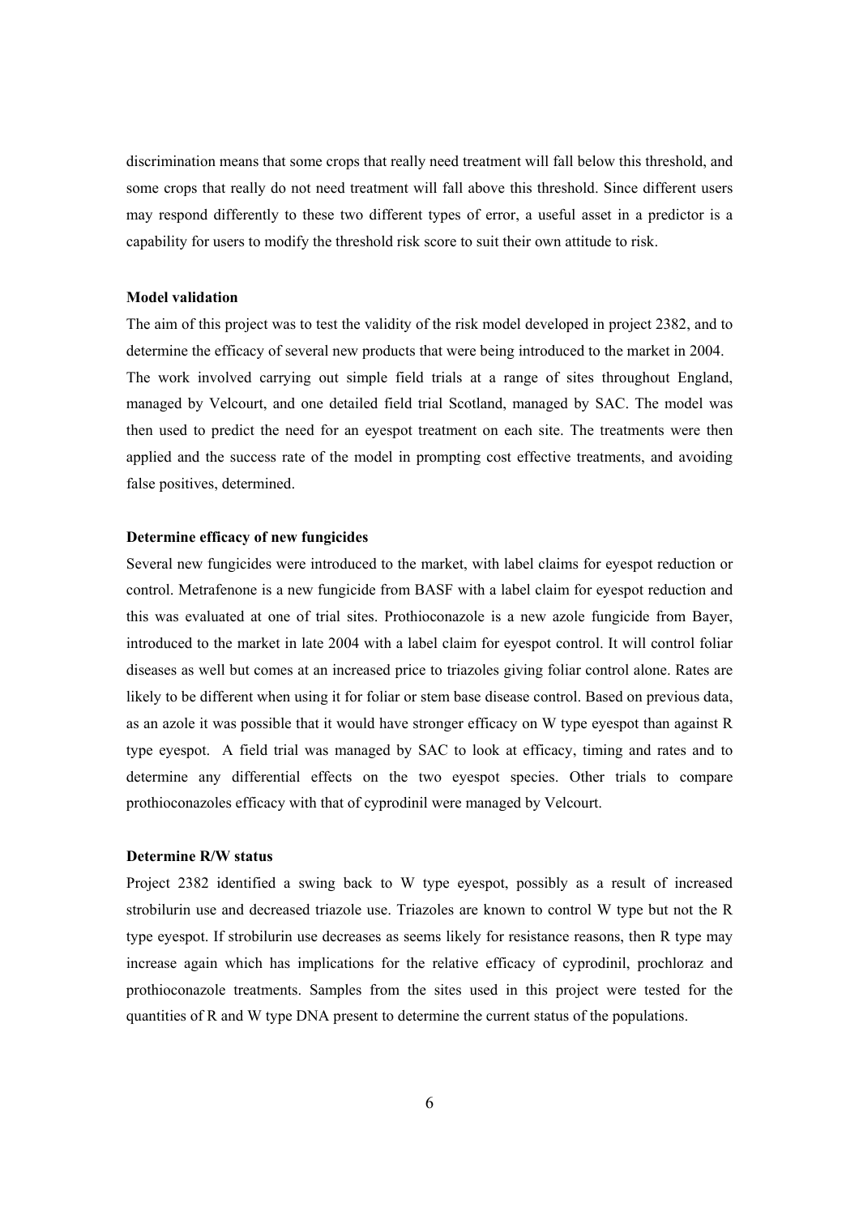discrimination means that some crops that really need treatment will fall below this threshold, and some crops that really do not need treatment will fall above this threshold. Since different users may respond differently to these two different types of error, a useful asset in a predictor is a capability for users to modify the threshold risk score to suit their own attitude to risk.

**Model validation**

The aim of this project was to test the validity of the risk model developed in project 2382, and to determine the efficacy of several new products that were being introduced to the market in 2004. The work involved carrying out simple field trials at a range of sites throughout England, managed by Velcourt, and one detailed field trial Scotland, managed by SAC. The model was then used to predict the need for an eyespot treatment on each site. The treatments were then applied and the success rate of the model in prompting cost effective treatments, and avoiding false positives, determined.

**Determine efficacy of new fungicides**

Several new fungicides were introduced to the market, with label claims for eyespot reduction or control. Metrafenone is a new fungicide from BASF with a label claim for eyespot reduction and this was evaluated at one of trial sites. Prothioconazole is a new azole fungicide from Bayer, introduced to the market in late 2004 with a label claim for eyespot control. It will control foliar diseases as well but comes at an increased price to triazoles giving foliar control alone. Rates are likely to be different when using it for foliar or stem base disease control. Based on previous data, as an azole it was possible that it would have stronger efficacy on W type eyespot than against R type eyespot. A field trial was managed by SAC to look at efficacy, timing and rates and to determine any differential effects on the two eyespot species. Other trials to compare prothioconazoles efficacy with that of cyprodinil were managed by Velcourt.

**Determine R/W status**

Project 2382 identified a swing back to W type eyespot, possibly as a result of increased strobilurin use and decreased triazole use. Triazoles are known to control W type but not the R type eyespot. If strobilurin use decreases as seems likely for resistance reasons, then R type may increase again which has implications for the relative efficacy of cyprodinil, prochloraz and prothioconazole treatments. Samples from the sites used in this project were tested for the quantities of R and W type DNA present to determine the current status of the populations.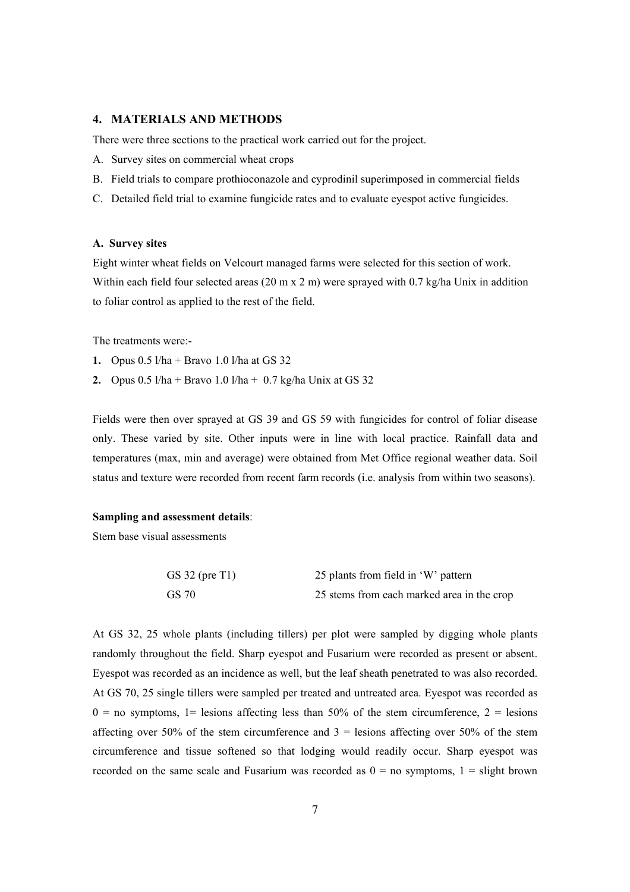## 4. MATERIALS AND METHODS

There were three sections to the practical work carried out for the project.

A. Survey sites on commercial wheat crops
B. Field trials to compare prothioconazole and cyprodinil superimposed in commercial fields
C. Detailed field trial to examine fungicide rates and to evaluate eyespot active fungicides.

### A. Survey sites

Eight winter wheat fields on Velcourt managed farms were selected for this section of work. Within each field four selected areas (20 m x 2 m) were sprayed with 0.7 kg/ha Unix in addition to foliar control as applied to the rest of the field.

The treatments were:-

1. Opus 0.5 l/ha + Bravo 1.0 l/ha at GS 32
2. Opus 0.5 l/ha + Bravo 1.0 l/ha + 0.7 kg/ha Unix at GS 32

Fields were then over sprayed at GS 39 and GS 59 with fungicides for control of foliar disease only. These varied by site. Other inputs were in line with local practice. Rainfall data and temperatures (max, min and average) were obtained from Met Office regional weather data. Soil status and texture were recorded from recent farm records (i.e. analysis from within two seasons).

**Sampling and assessment details**:

Stem base visual assessments

| | |
|---|---|
| GS 32 (pre T1) | 25 plants from field in 'W' pattern |
| GS 70 | 25 stems from each marked area in the crop |

At GS 32, 25 whole plants (including tillers) per plot were sampled by digging whole plants randomly throughout the field. Sharp eyespot and Fusarium were recorded as present or absent. Eyespot was recorded as an incidence as well, but the leaf sheath penetrated to was also recorded. At GS 70, 25 single tillers were sampled per treated and untreated area. Eyespot was recorded as 0 = no symptoms, 1= lesions affecting less than 50% of the stem circumference, 2 = lesions affecting over 50% of the stem circumference and 3 = lesions affecting over 50% of the stem circumference and tissue softened so that lodging would readily occur. Sharp eyespot was recorded on the same scale and Fusarium was recorded as 0 = no symptoms, 1 = slight brown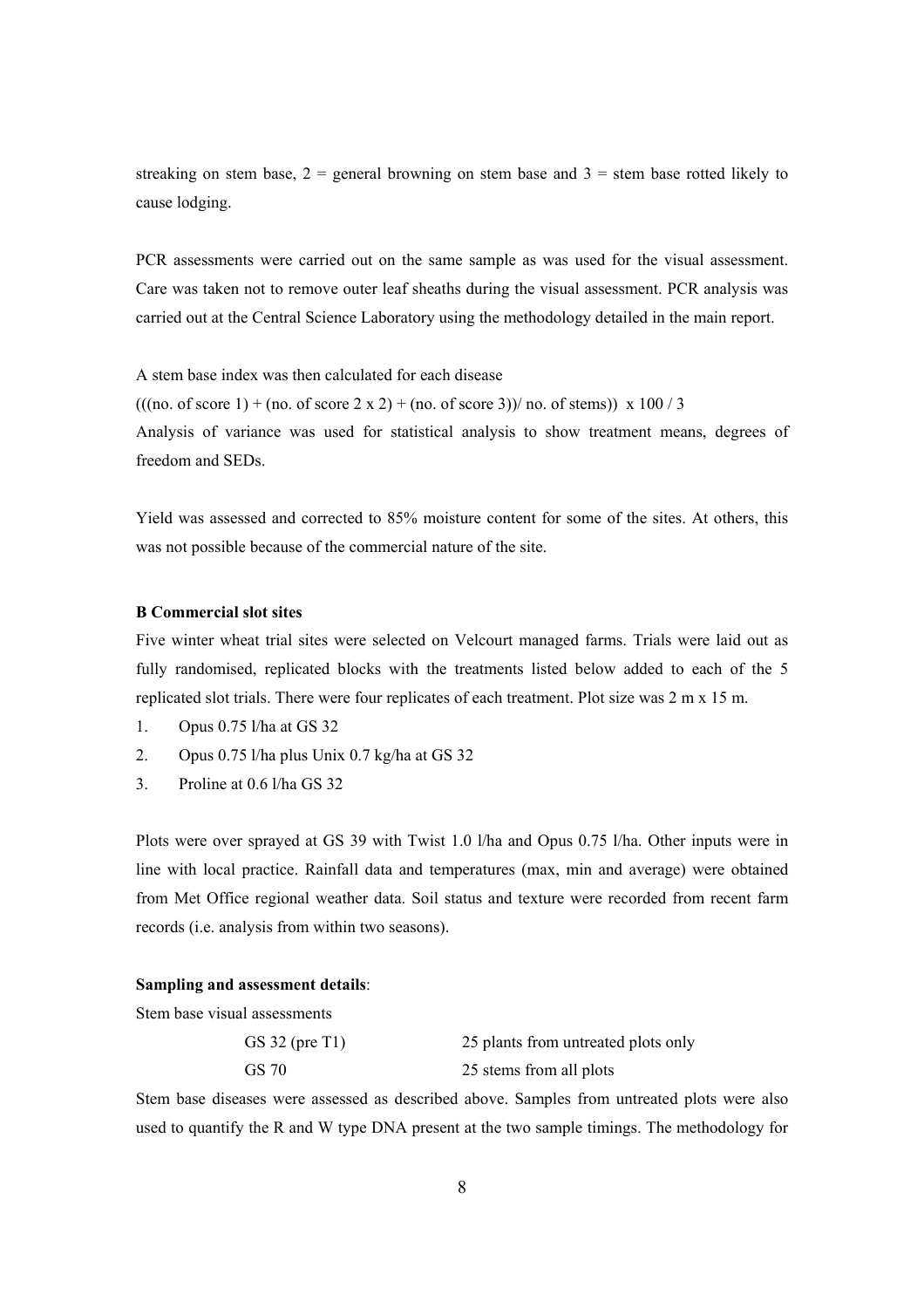streaking on stem base, 2 = general browning on stem base and 3 = stem base rotted likely to cause lodging.

PCR assessments were carried out on the same sample as was used for the visual assessment. Care was taken not to remove outer leaf sheaths during the visual assessment. PCR analysis was carried out at the Central Science Laboratory using the methodology detailed in the main report.

A stem base index was then calculated for each disease

(((no. of score 1) + (no. of score 2 x 2) + (no. of score 3))/ no. of stems)) x 100 / 3

Analysis of variance was used for statistical analysis to show treatment means, degrees of freedom and SEDs.

Yield was assessed and corrected to 85% moisture content for some of the sites. At others, this was not possible because of the commercial nature of the site.

**B Commercial slot sites**

Five winter wheat trial sites were selected on Velcourt managed farms. Trials were laid out as fully randomised, replicated blocks with the treatments listed below added to each of the 5 replicated slot trials. There were four replicates of each treatment. Plot size was 2 m x 15 m.

1. Opus 0.75 l/ha at GS 32
2. Opus 0.75 l/ha plus Unix 0.7 kg/ha at GS 32
3. Proline at 0.6 l/ha GS 32

Plots were over sprayed at GS 39 with Twist 1.0 l/ha and Opus 0.75 l/ha. Other inputs were in line with local practice. Rainfall data and temperatures (max, min and average) were obtained from Met Office regional weather data. Soil status and texture were recorded from recent farm records (i.e. analysis from within two seasons).

**Sampling and assessment details**:

Stem base visual assessments

| | |
|---|---|
| GS 32 (pre T1) | 25 plants from untreated plots only |
| GS 70 | 25 stems from all plots |

Stem base diseases were assessed as described above. Samples from untreated plots were also used to quantify the R and W type DNA present at the two sample timings. The methodology for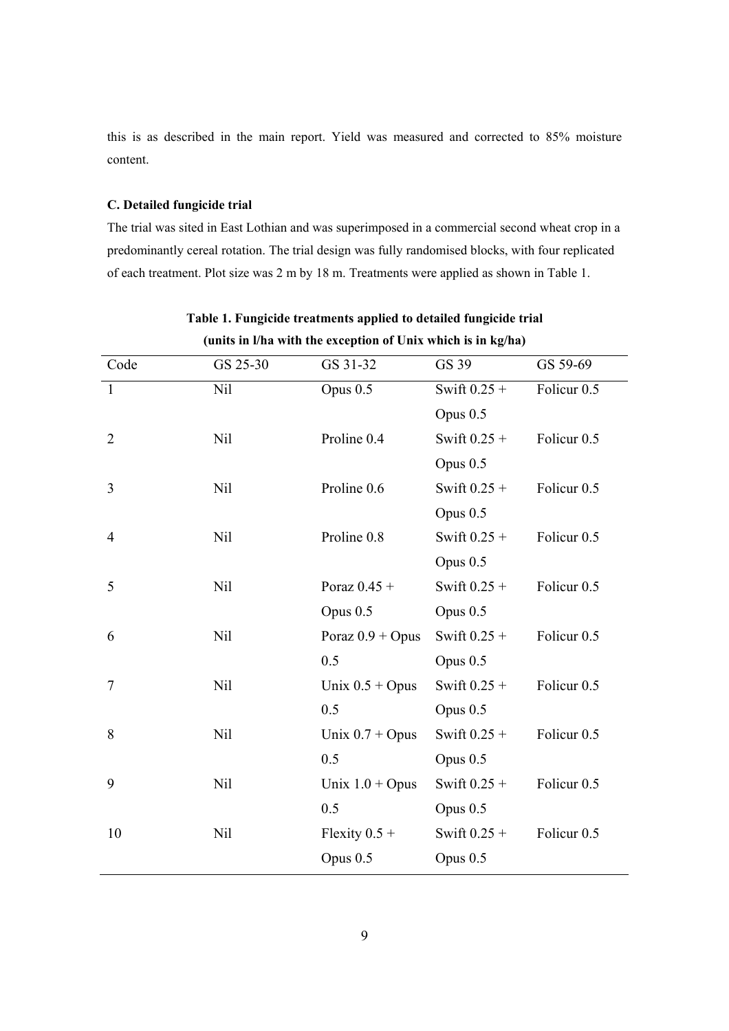this is as described in the main report. Yield was measured and corrected to 85% moisture content.

### C. Detailed fungicide trial

The trial was sited in East Lothian and was superimposed in a commercial second wheat crop in a predominantly cereal rotation. The trial design was fully randomised blocks, with four replicated of each treatment. Plot size was 2 m by 18 m. Treatments were applied as shown in Table 1.

**Table 1. Fungicide treatments applied to detailed fungicide trial (units in l/ha with the exception of Unix which is in kg/ha)**

| Code | GS 25-30 | GS 31-32 | GS 39 | GS 59-69 |
|---|---|---|---|---|
| 1 | Nil | Opus 0.5 | Swift 0.25 + Opus 0.5 | Folicur 0.5 |
| 2 | Nil | Proline 0.4 | Swift 0.25 + Opus 0.5 | Folicur 0.5 |
| 3 | Nil | Proline 0.6 | Swift 0.25 + Opus 0.5 | Folicur 0.5 |
| 4 | Nil | Proline 0.8 | Swift 0.25 + Opus 0.5 | Folicur 0.5 |
| 5 | Nil | Poraz 0.45 + Opus 0.5 | Swift 0.25 + Opus 0.5 | Folicur 0.5 |
| 6 | Nil | Poraz 0.9 + Opus 0.5 | Swift 0.25 + Opus 0.5 | Folicur 0.5 |
| 7 | Nil | Unix 0.5 + Opus 0.5 | Swift 0.25 + Opus 0.5 | Folicur 0.5 |
| 8 | Nil | Unix 0.7 + Opus 0.5 | Swift 0.25 + Opus 0.5 | Folicur 0.5 |
| 9 | Nil | Unix 1.0 + Opus 0.5 | Swift 0.25 + Opus 0.5 | Folicur 0.5 |
| 10 | Nil | Flexity 0.5 + Opus 0.5 | Swift 0.25 + Opus 0.5 | Folicur 0.5 |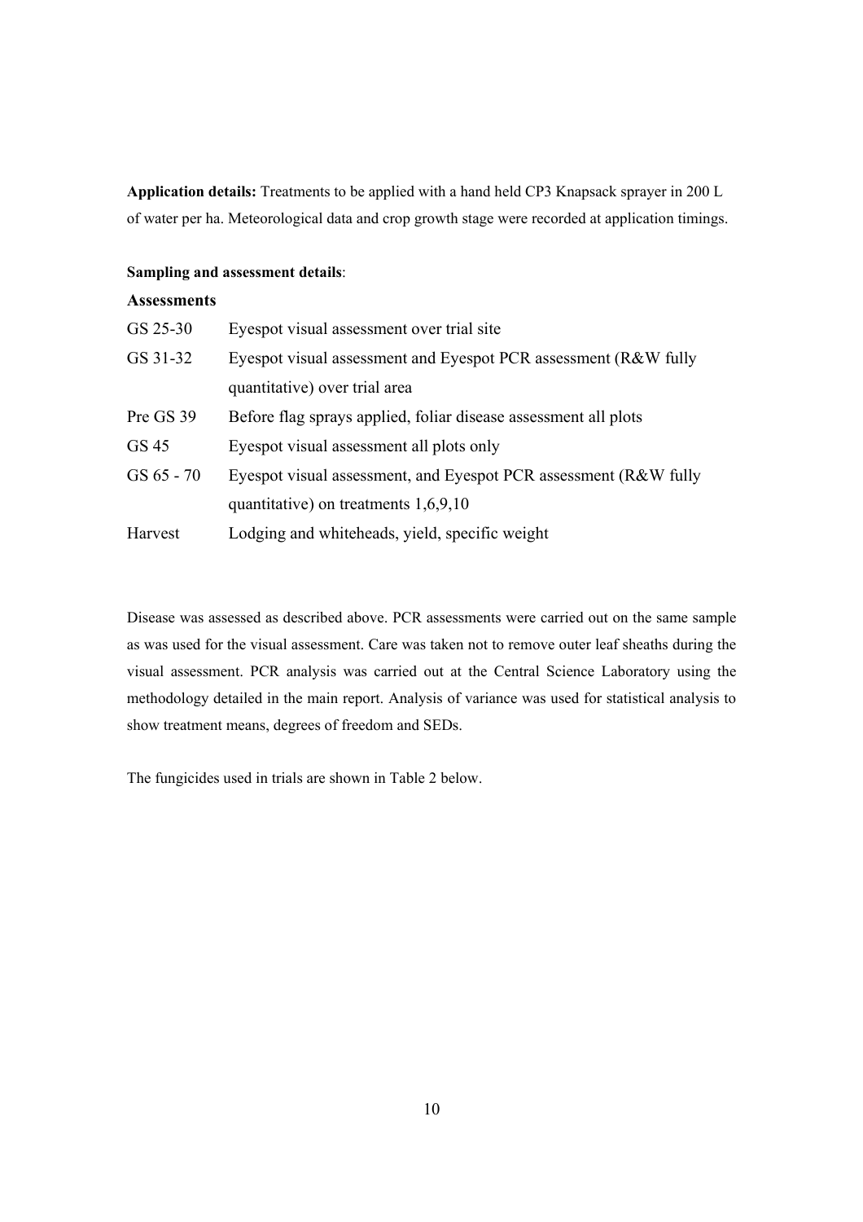**Application details:** Treatments to be applied with a hand held CP3 Knapsack sprayer in 200 L of water per ha. Meteorological data and crop growth stage were recorded at application timings.

**Sampling and assessment details**:

**Assessments**

| | |
|---|---|
| GS 25-30 | Eyespot visual assessment over trial site |
| GS 31-32 | Eyespot visual assessment and Eyespot PCR assessment (R&W fully quantitative) over trial area |
| Pre GS 39 | Before flag sprays applied, foliar disease assessment all plots |
| GS 45 | Eyespot visual assessment all plots only |
| GS 65 - 70 | Eyespot visual assessment, and Eyespot PCR assessment (R&W fully quantitative) on treatments 1,6,9,10 |
| Harvest | Lodging and whiteheads, yield, specific weight |

Disease was assessed as described above. PCR assessments were carried out on the same sample as was used for the visual assessment. Care was taken not to remove outer leaf sheaths during the visual assessment. PCR analysis was carried out at the Central Science Laboratory using the methodology detailed in the main report. Analysis of variance was used for statistical analysis to show treatment means, degrees of freedom and SEDs.

The fungicides used in trials are shown in Table 2 below.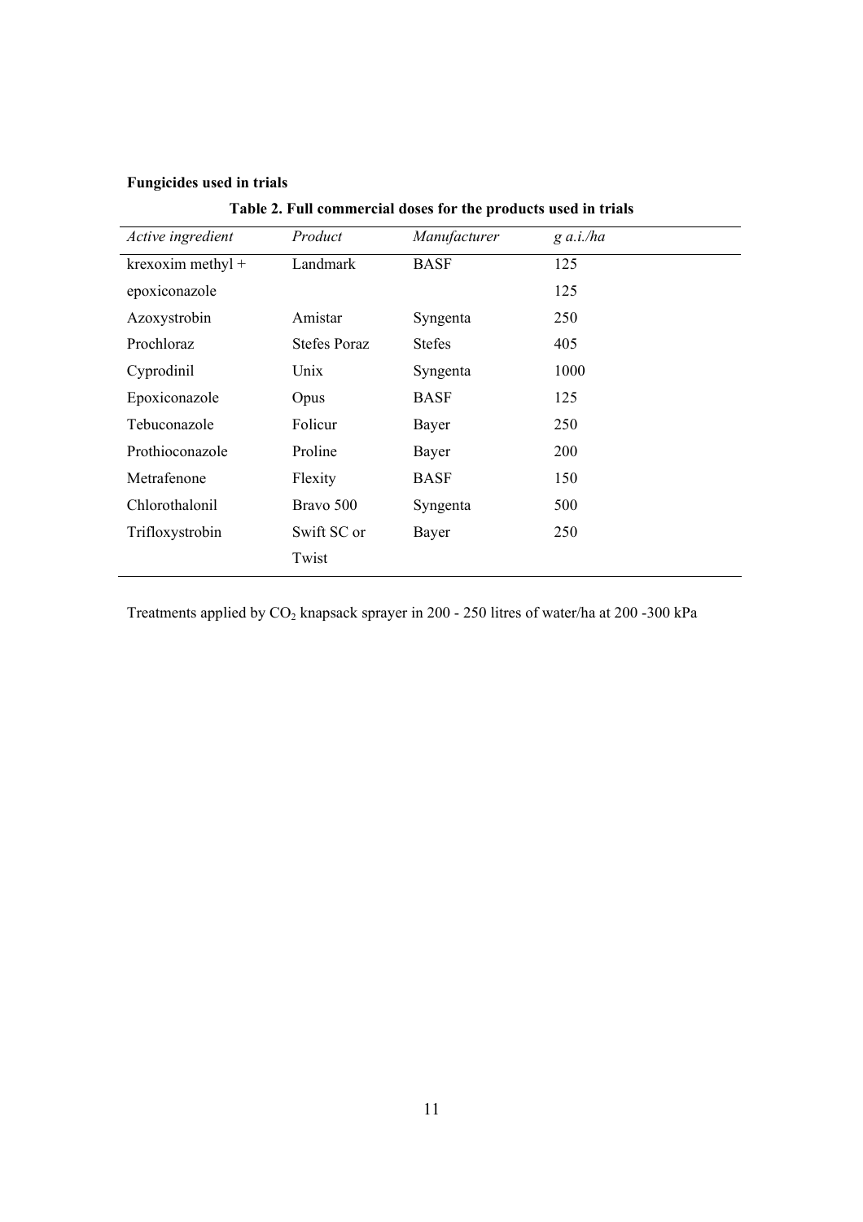**Fungicides used in trials**

**Table 2. Full commercial doses for the products used in trials**

| *Active ingredient* | *Product* | *Manufacturer* | *g a.i./ha* |
|---|---|---|---|
| krexoxim methyl + | Landmark | BASF | 125 |
| epoxiconazole | | | 125 |
| Azoxystrobin | Amistar | Syngenta | 250 |
| Prochloraz | Stefes Poraz | Stefes | 405 |
| Cyprodinil | Unix | Syngenta | 1000 |
| Epoxiconazole | Opus | BASF | 125 |
| Tebuconazole | Folicur | Bayer | 250 |
| Prothioconazole | Proline | Bayer | 200 |
| Metrafenone | Flexity | BASF | 150 |
| Chlorothalonil | Bravo 500 | Syngenta | 500 |
| Trifloxystrobin | Swift SC or Twist | Bayer | 250 |

Treatments applied by $CO_2$ knapsack sprayer in 200 - 250 litres of water/ha at 200 -300 kPa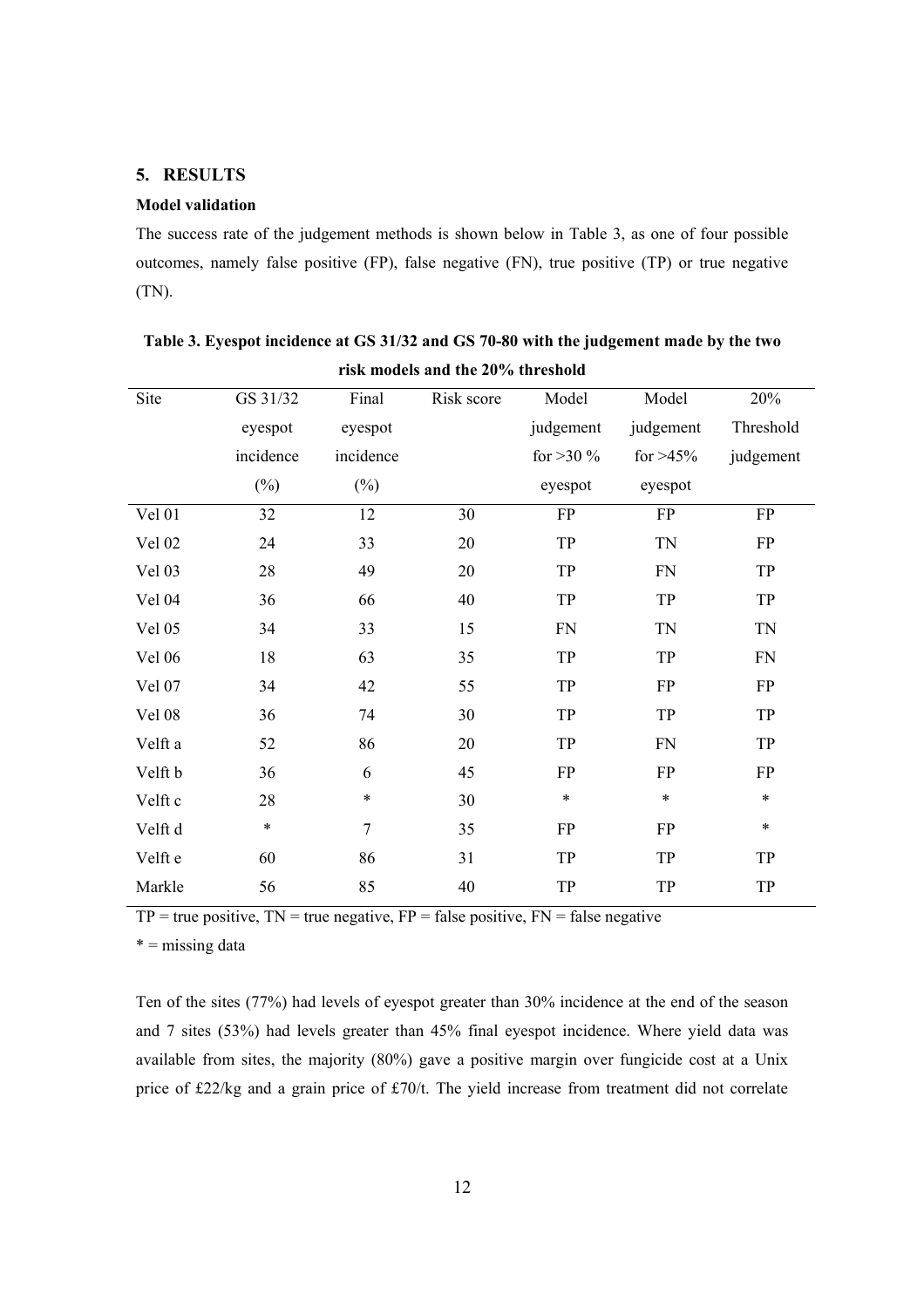## 5. RESULTS

### Model validation

The success rate of the judgement methods is shown below in Table 3, as one of four possible outcomes, namely false positive (FP), false negative (FN), true positive (TP) or true negative (TN).

**Table 3. Eyespot incidence at GS 31/32 and GS 70-80 with the judgement made by the two risk models and the 20% threshold**

| Site | GS 31/32 eyespot incidence (%) | Final eyespot incidence (%) | Risk score | Model judgement for >30 % eyespot | Model judgement for >45% eyespot | 20% Threshold judgement |
|---|---|---|---|---|---|---|
| Vel 01 | 32 | 12 | 30 | FP | FP | FP |
| Vel 02 | 24 | 33 | 20 | TP | TN | FP |
| Vel 03 | 28 | 49 | 20 | TP | FN | TP |
| Vel 04 | 36 | 66 | 40 | TP | TP | TP |
| Vel 05 | 34 | 33 | 15 | FN | TN | TN |
| Vel 06 | 18 | 63 | 35 | TP | TP | FN |
| Vel 07 | 34 | 42 | 55 | TP | FP | FP |
| Vel 08 | 36 | 74 | 30 | TP | TP | TP |
| Velft a | 52 | 86 | 20 | TP | FN | TP |
| Velft b | 36 | 6 | 45 | FP | FP | FP |
| Velft c | 28 | * | 30 | * | * | * |
| Velft d | * | 7 | 35 | FP | FP | * |
| Velft e | 60 | 86 | 31 | TP | TP | TP |
| Markle | 56 | 85 | 40 | TP | TP | TP |

TP = true positive, TN = true negative, FP = false positive, FN = false negative

* = missing data

Ten of the sites (77%) had levels of eyespot greater than 30% incidence at the end of the season and 7 sites (53%) had levels greater than 45% final eyespot incidence. Where yield data was available from sites, the majority (80%) gave a positive margin over fungicide cost at a Unix price of £22/kg and a grain price of £70/t. The yield increase from treatment did not correlate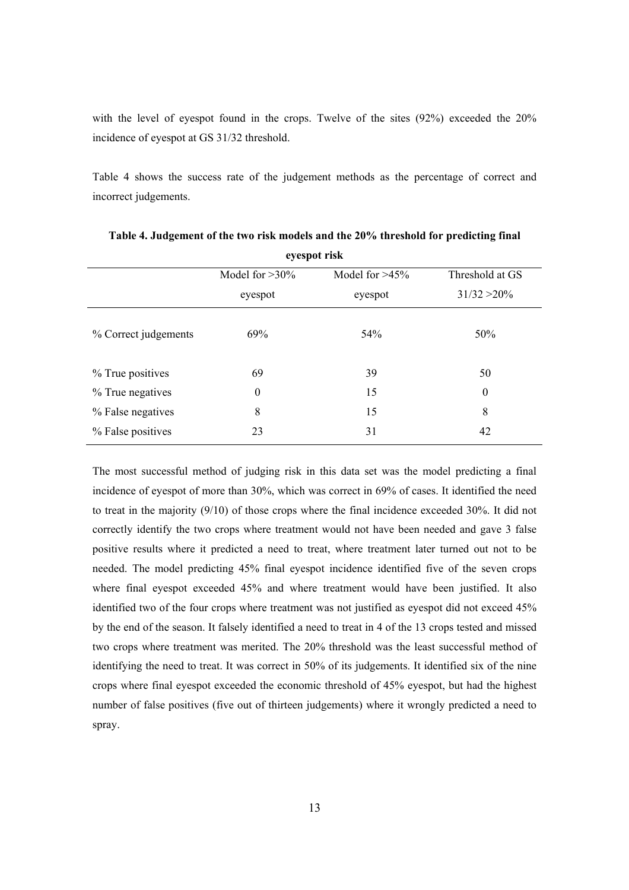with the level of eyespot found in the crops. Twelve of the sites (92%) exceeded the 20% incidence of eyespot at GS 31/32 threshold.

Table 4 shows the success rate of the judgement methods as the percentage of correct and incorrect judgements.

**Table 4. Judgement of the two risk models and the 20% threshold for predicting final eyespot risk**

| | Model for >30% eyespot | Model for >45% eyespot | Threshold at GS 31/32 >20% |
|---|---|---|---|
| % Correct judgements | 69% | 54% | 50% |
| % True positives | 69 | 39 | 50 |
| % True negatives | 0 | 15 | 0 |
| % False negatives | 8 | 15 | 8 |
| % False positives | 23 | 31 | 42 |

The most successful method of judging risk in this data set was the model predicting a final incidence of eyespot of more than 30%, which was correct in 69% of cases. It identified the need to treat in the majority (9/10) of those crops where the final incidence exceeded 30%. It did not correctly identify the two crops where treatment would not have been needed and gave 3 false positive results where it predicted a need to treat, where treatment later turned out not to be needed. The model predicting 45% final eyespot incidence identified five of the seven crops where final eyespot exceeded 45% and where treatment would have been justified. It also identified two of the four crops where treatment was not justified as eyespot did not exceed 45% by the end of the season. It falsely identified a need to treat in 4 of the 13 crops tested and missed two crops where treatment was merited. The 20% threshold was the least successful method of identifying the need to treat. It was correct in 50% of its judgements. It identified six of the nine crops where final eyespot exceeded the economic threshold of 45% eyespot, but had the highest number of false positives (five out of thirteen judgements) where it wrongly predicted a need to spray.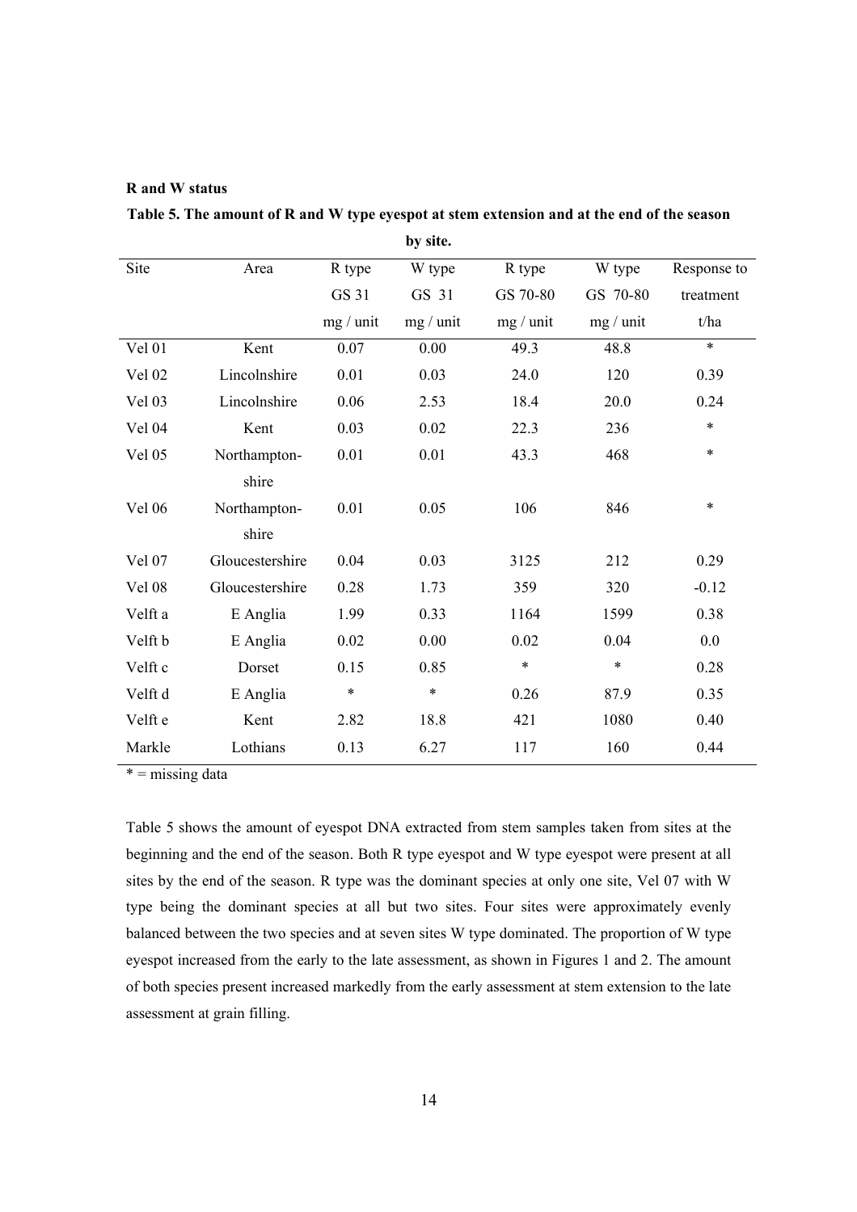**R and W status**

**Table 5. The amount of R and W type eyespot at stem extension and at the end of the season by site.**

| Site | Area | R type GS 31 mg / unit | W type GS 31 mg / unit | R type GS 70-80 mg / unit | W type GS 70-80 mg / unit | Response to treatment t/ha |
|---|---|---|---|---|---|---|
| Vel 01 | Kent | 0.07 | 0.00 | 49.3 | 48.8 | * |
| Vel 02 | Lincolnshire | 0.01 | 0.03 | 24.0 | 120 | 0.39 |
| Vel 03 | Lincolnshire | 0.06 | 2.53 | 18.4 | 20.0 | 0.24 |
| Vel 04 | Kent | 0.03 | 0.02 | 22.3 | 236 | * |
| Vel 05 | Northamptonshire | 0.01 | 0.01 | 43.3 | 468 | * |
| Vel 06 | Northamptonshire | 0.01 | 0.05 | 106 | 846 | * |
| Vel 07 | Gloucestershire | 0.04 | 0.03 | 3125 | 212 | 0.29 |
| Vel 08 | Gloucestershire | 0.28 | 1.73 | 359 | 320 | -0.12 |
| Velft a | E Anglia | 1.99 | 0.33 | 1164 | 1599 | 0.38 |
| Velft b | E Anglia | 0.02 | 0.00 | 0.02 | 0.04 | 0.0 |
| Velft c | Dorset | 0.15 | 0.85 | * | * | 0.28 |
| Velft d | E Anglia | * | * | 0.26 | 87.9 | 0.35 |
| Velft e | Kent | 2.82 | 18.8 | 421 | 1080 | 0.40 |
| Markle | Lothians | 0.13 | 6.27 | 117 | 160 | 0.44 |

* = missing data

Table 5 shows the amount of eyespot DNA extracted from stem samples taken from sites at the beginning and the end of the season. Both R type eyespot and W type eyespot were present at all sites by the end of the season. R type was the dominant species at only one site, Vel 07 with W type being the dominant species at all but two sites. Four sites were approximately evenly balanced between the two species and at seven sites W type dominated. The proportion of W type eyespot increased from the early to the late assessment, as shown in Figures 1 and 2. The amount of both species present increased markedly from the early assessment at stem extension to the late assessment at grain filling.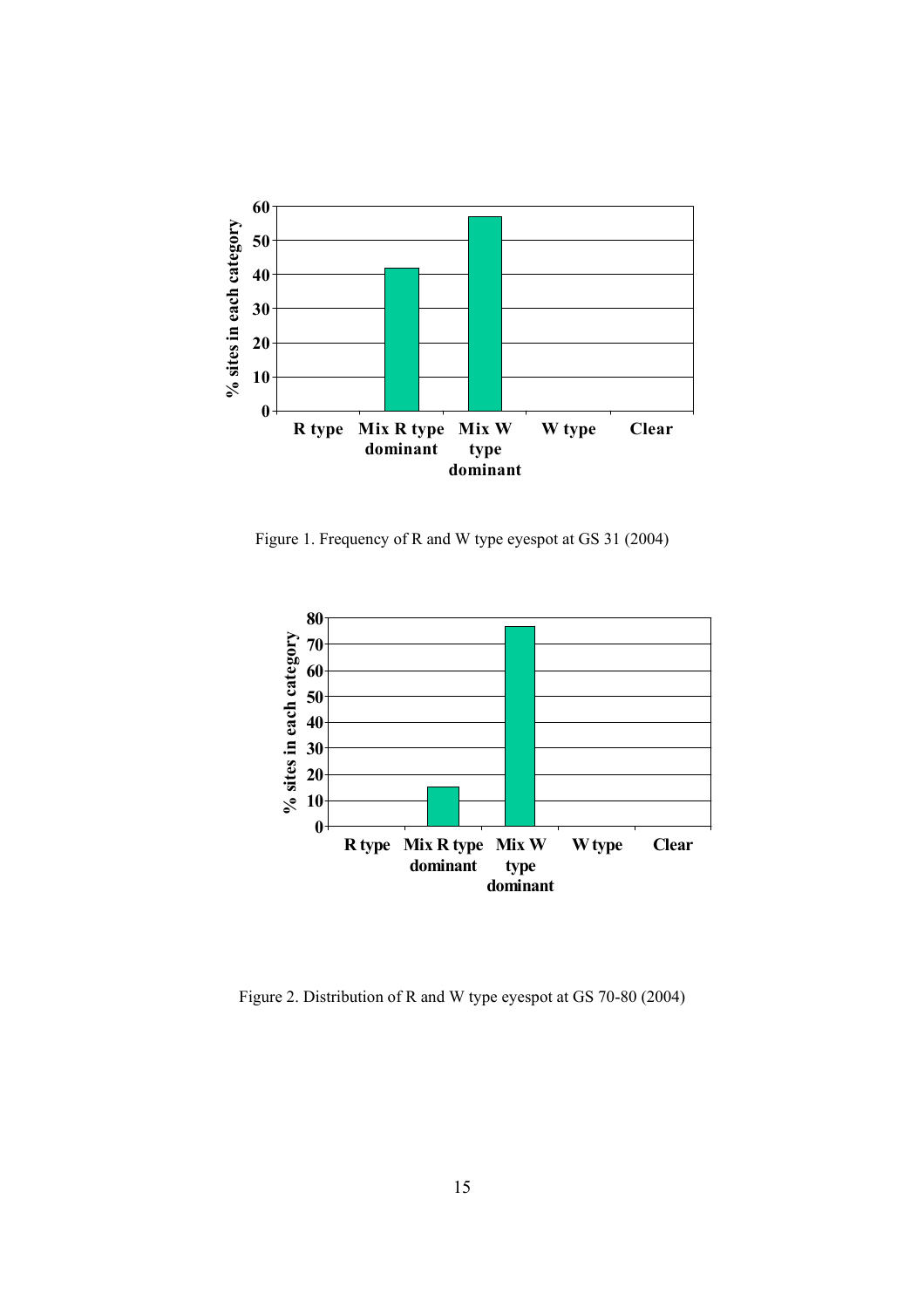Figure 1. Frequency of R and W type eyespot at GS 31 (2004)

Figure 2. Distribution of R and W type eyespot at GS 70-80 (2004)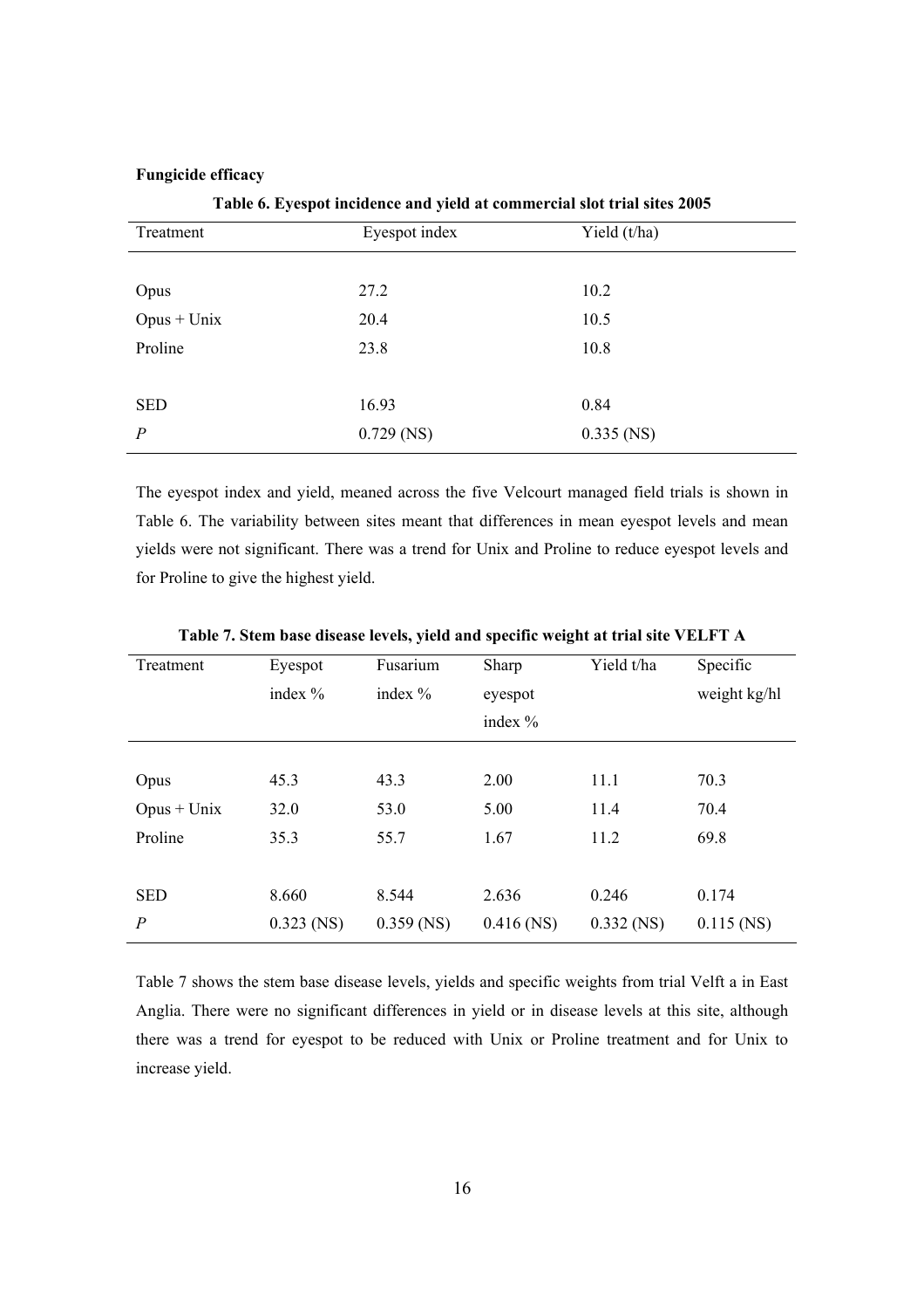**Fungicide efficacy**

**Table 6. Eyespot incidence and yield at commercial slot trial sites 2005**

| Treatment | Eyespot index | Yield (t/ha) |
|---|---|---|
| Opus | 27.2 | 10.2 |
| Opus + Unix | 20.4 | 10.5 |
| Proline | 23.8 | 10.8 |
| SED | 16.93 | 0.84 |
| *P* | 0.729 (NS) | 0.335 (NS) |

The eyespot index and yield, meaned across the five Velcourt managed field trials is shown in Table 6. The variability between sites meant that differences in mean eyespot levels and mean yields were not significant. There was a trend for Unix and Proline to reduce eyespot levels and for Proline to give the highest yield.

**Table 7. Stem base disease levels, yield and specific weight at trial site VELFT A**

| Treatment | Eyespot index % | Fusarium index % | Sharp eyespot index % | Yield t/ha | Specific weight kg/hl |
|---|---|---|---|---|---|
| Opus | 45.3 | 43.3 | 2.00 | 11.1 | 70.3 |
| Opus + Unix | 32.0 | 53.0 | 5.00 | 11.4 | 70.4 |
| Proline | 35.3 | 55.7 | 1.67 | 11.2 | 69.8 |
| SED | 8.660 | 8.544 | 2.636 | 0.246 | 0.174 |
| *P* | 0.323 (NS) | 0.359 (NS) | 0.416 (NS) | 0.332 (NS) | 0.115 (NS) |

Table 7 shows the stem base disease levels, yields and specific weights from trial Velft a in East Anglia. There were no significant differences in yield or in disease levels at this site, although there was a trend for eyespot to be reduced with Unix or Proline treatment and for Unix to increase yield.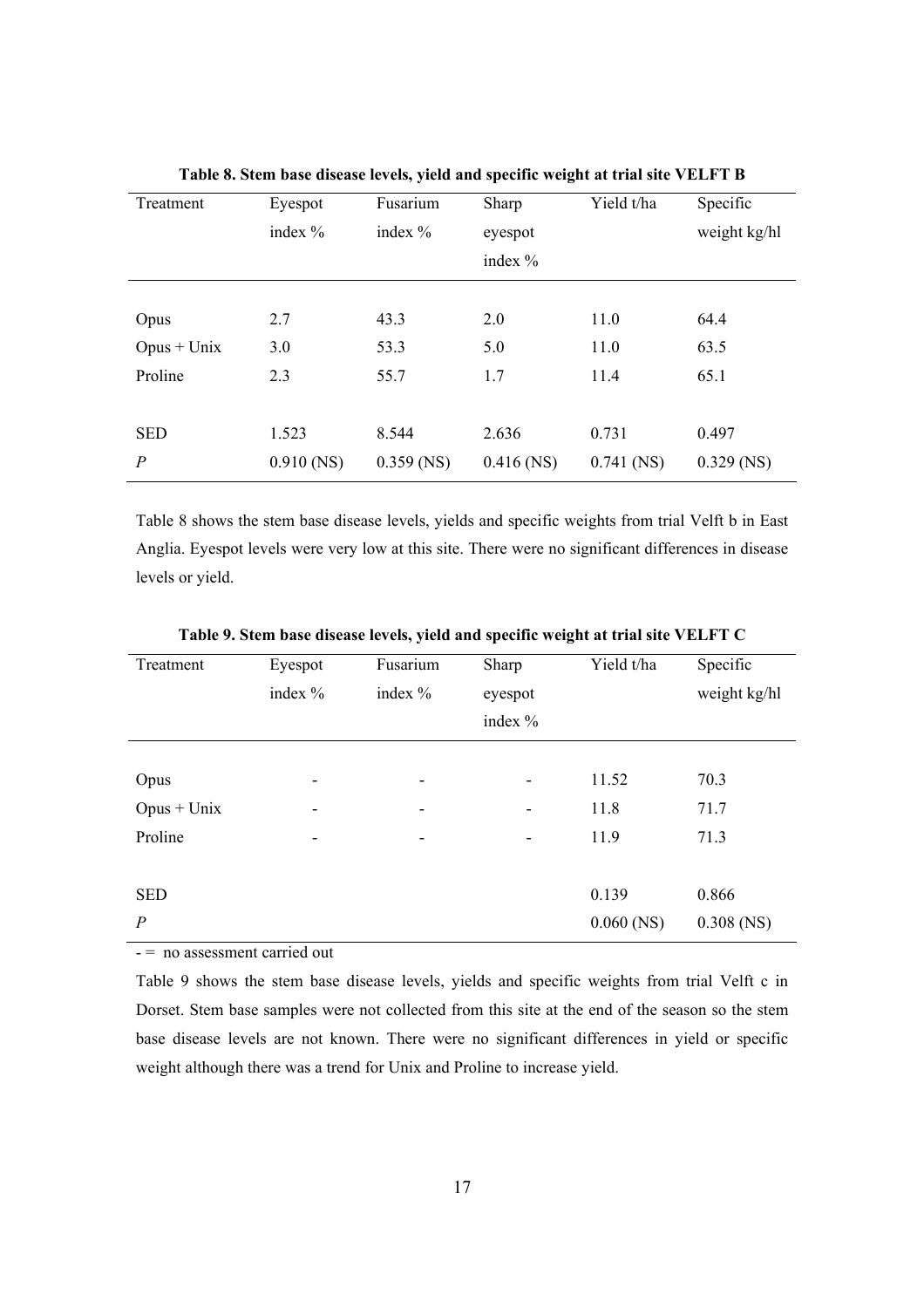**Table 8. Stem base disease levels, yield and specific weight at trial site VELFT B**

| Treatment | Eyespot index % | Fusarium index % | Sharp eyespot index % | Yield t/ha | Specific weight kg/hl |
|---|---|---|---|---|---|
| Opus | 2.7 | 43.3 | 2.0 | 11.0 | 64.4 |
| Opus + Unix | 3.0 | 53.3 | 5.0 | 11.0 | 63.5 |
| Proline | 2.3 | 55.7 | 1.7 | 11.4 | 65.1 |
| SED | 1.523 | 8.544 | 2.636 | 0.731 | 0.497 |
| *P* | 0.910 (NS) | 0.359 (NS) | 0.416 (NS) | 0.741 (NS) | 0.329 (NS) |

Table 8 shows the stem base disease levels, yields and specific weights from trial Velft b in East Anglia. Eyespot levels were very low at this site. There were no significant differences in disease levels or yield.

**Table 9. Stem base disease levels, yield and specific weight at trial site VELFT C**

| Treatment | Eyespot index % | Fusarium index % | Sharp eyespot index % | Yield t/ha | Specific weight kg/hl |
|---|---|---|---|---|---|
| Opus | - | - | - | 11.52 | 70.3 |
| Opus + Unix | - | - | - | 11.8 | 71.7 |
| Proline | - | - | - | 11.9 | 71.3 |
| SED | | | | 0.139 | 0.866 |
| *P* | | | | 0.060 (NS) | 0.308 (NS) |

- = no assessment carried out

Table 9 shows the stem base disease levels, yields and specific weights from trial Velft c in Dorset. Stem base samples were not collected from this site at the end of the season so the stem base disease levels are not known. There were no significant differences in yield or specific weight although there was a trend for Unix and Proline to increase yield.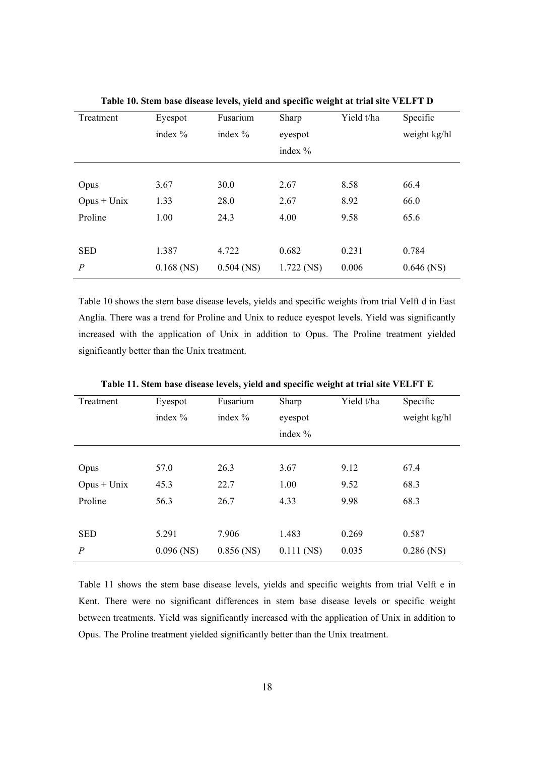**Table 10. Stem base disease levels, yield and specific weight at trial site VELFT D**

| Treatment | Eyespot index % | Fusarium index % | Sharp eyespot index % | Yield t/ha | Specific weight kg/hl |
|---|---|---|---|---|---|
| Opus | 3.67 | 30.0 | 2.67 | 8.58 | 66.4 |
| Opus + Unix | 1.33 | 28.0 | 2.67 | 8.92 | 66.0 |
| Proline | 1.00 | 24.3 | 4.00 | 9.58 | 65.6 |
| SED | 1.387 | 4.722 | 0.682 | 0.231 | 0.784 |
| *P* | 0.168 (NS) | 0.504 (NS) | 1.722 (NS) | 0.006 | 0.646 (NS) |

Table 10 shows the stem base disease levels, yields and specific weights from trial Velft d in East Anglia. There was a trend for Proline and Unix to reduce eyespot levels. Yield was significantly increased with the application of Unix in addition to Opus. The Proline treatment yielded significantly better than the Unix treatment.

**Table 11. Stem base disease levels, yield and specific weight at trial site VELFT E**

| Treatment | Eyespot index % | Fusarium index % | Sharp eyespot index % | Yield t/ha | Specific weight kg/hl |
|---|---|---|---|---|---|
| Opus | 57.0 | 26.3 | 3.67 | 9.12 | 67.4 |
| Opus + Unix | 45.3 | 22.7 | 1.00 | 9.52 | 68.3 |
| Proline | 56.3 | 26.7 | 4.33 | 9.98 | 68.3 |
| SED | 5.291 | 7.906 | 1.483 | 0.269 | 0.587 |
| *P* | 0.096 (NS) | 0.856 (NS) | 0.111 (NS) | 0.035 | 0.286 (NS) |

Table 11 shows the stem base disease levels, yields and specific weights from trial Velft e in Kent. There were no significant differences in stem base disease levels or specific weight between treatments. Yield was significantly increased with the application of Unix in addition to Opus. The Proline treatment yielded significantly better than the Unix treatment.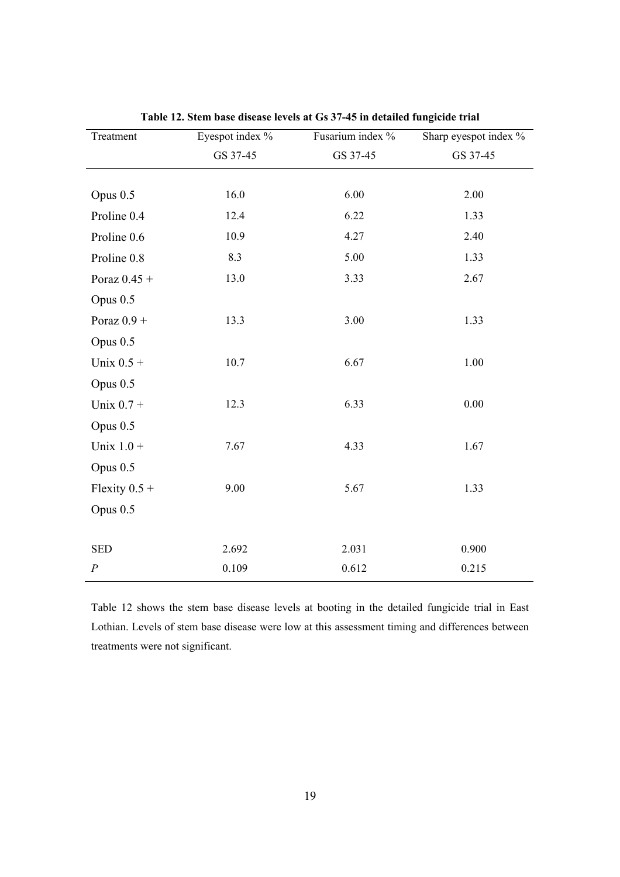**Table 12. Stem base disease levels at Gs 37-45 in detailed fungicide trial**

| Treatment | Eyespot index % GS 37-45 | Fusarium index % GS 37-45 | Sharp eyespot index % GS 37-45 |
|---|---|---|---|
| Opus 0.5 | 16.0 | 6.00 | 2.00 |
| Proline 0.4 | 12.4 | 6.22 | 1.33 |
| Proline 0.6 | 10.9 | 4.27 | 2.40 |
| Proline 0.8 | 8.3 | 5.00 | 1.33 |
| Poraz 0.45 + Opus 0.5 | 13.0 | 3.33 | 2.67 |
| Poraz 0.9 + Opus 0.5 | 13.3 | 3.00 | 1.33 |
| Unix 0.5 + Opus 0.5 | 10.7 | 6.67 | 1.00 |
| Unix 0.7 + Opus 0.5 | 12.3 | 6.33 | 0.00 |
| Unix 1.0 + Opus 0.5 | 7.67 | 4.33 | 1.67 |
| Flexity 0.5 + Opus 0.5 | 9.00 | 5.67 | 1.33 |
| SED | 2.692 | 2.031 | 0.900 |
| $P$ | 0.109 | 0.612 | 0.215 |

Table 12 shows the stem base disease levels at booting in the detailed fungicide trial in East Lothian. Levels of stem base disease were low at this assessment timing and differences between treatments were not significant.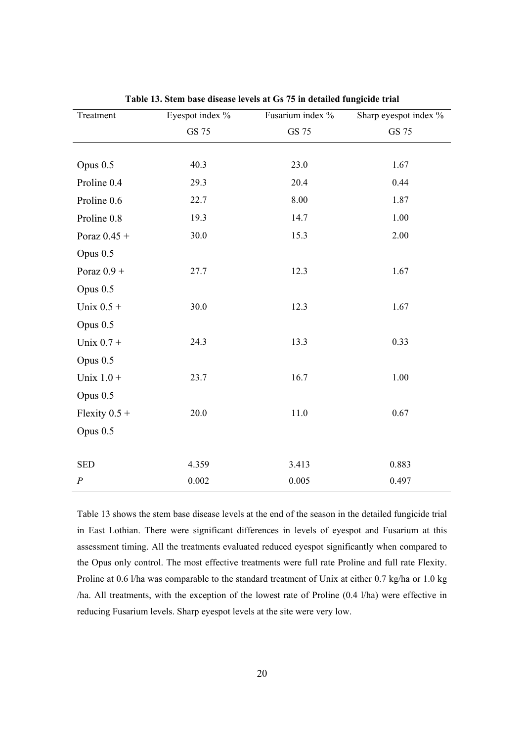**Table 13. Stem base disease levels at Gs 75 in detailed fungicide trial**

| Treatment | Eyespot index % GS 75 | Fusarium index % GS 75 | Sharp eyespot index % GS 75 |
|---|---|---|---|
| Opus 0.5 | 40.3 | 23.0 | 1.67 |
| Proline 0.4 | 29.3 | 20.4 | 0.44 |
| Proline 0.6 | 22.7 | 8.00 | 1.87 |
| Proline 0.8 | 19.3 | 14.7 | 1.00 |
| Poraz 0.45 + Opus 0.5 | 30.0 | 15.3 | 2.00 |
| Poraz 0.9 + Opus 0.5 | 27.7 | 12.3 | 1.67 |
| Unix 0.5 + Opus 0.5 | 30.0 | 12.3 | 1.67 |
| Unix 0.7 + Opus 0.5 | 24.3 | 13.3 | 0.33 |
| Unix 1.0 + Opus 0.5 | 23.7 | 16.7 | 1.00 |
| Flexity 0.5 + Opus 0.5 | 20.0 | 11.0 | 0.67 |
| SED | 4.359 | 3.413 | 0.883 |
| $P$ | 0.002 | 0.005 | 0.497 |

Table 13 shows the stem base disease levels at the end of the season in the detailed fungicide trial in East Lothian. There were significant differences in levels of eyespot and Fusarium at this assessment timing. All the treatments evaluated reduced eyespot significantly when compared to the Opus only control. The most effective treatments were full rate Proline and full rate Flexity. Proline at 0.6 l/ha was comparable to the standard treatment of Unix at either 0.7 kg/ha or 1.0 kg /ha. All treatments, with the exception of the lowest rate of Proline (0.4 l/ha) were effective in reducing Fusarium levels. Sharp eyespot levels at the site were very low.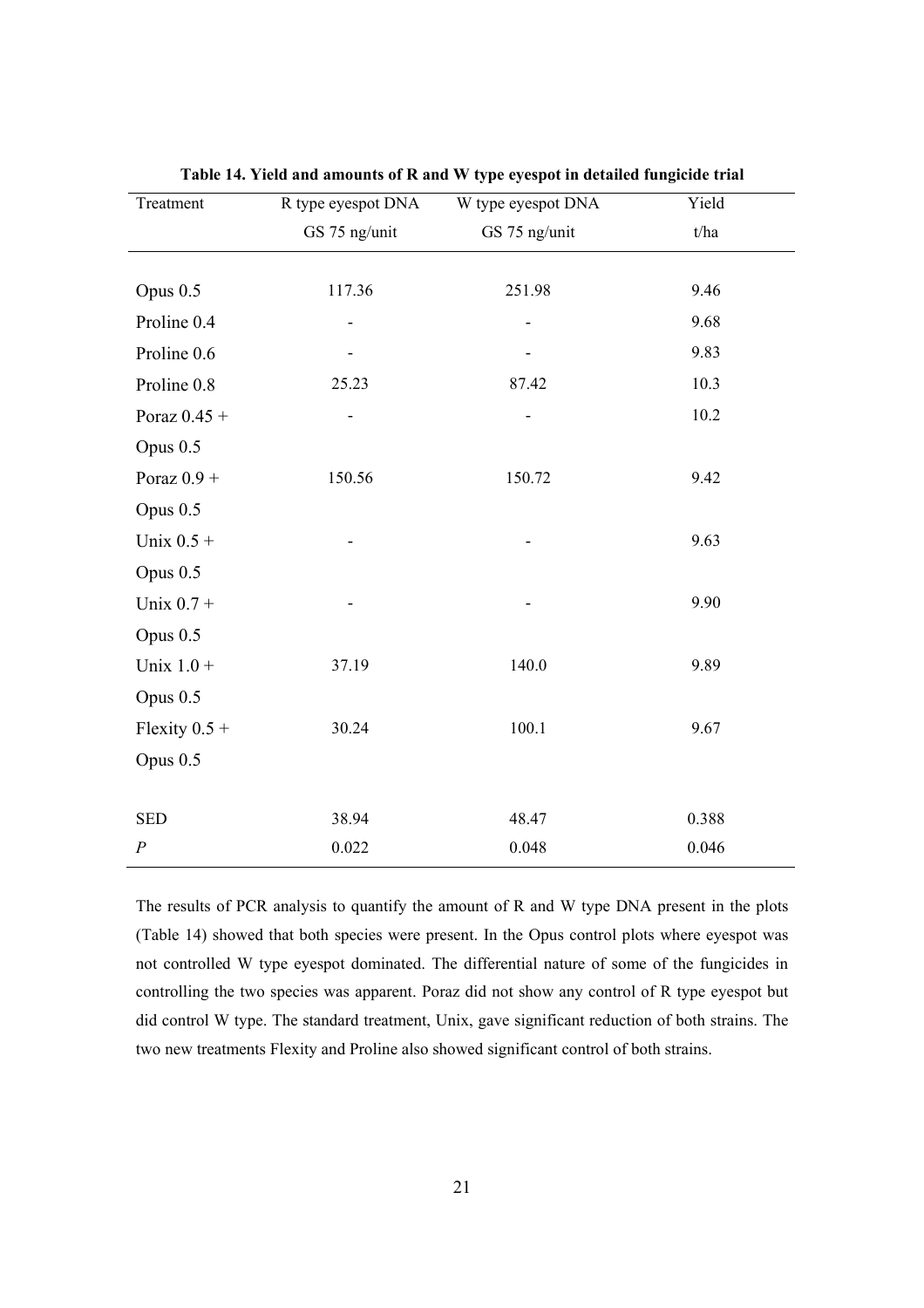**Table 14. Yield and amounts of R and W type eyespot in detailed fungicide trial**

| Treatment | R type eyespot DNA GS 75 ng/unit | W type eyespot DNA GS 75 ng/unit | Yield t/ha |
|---|---|---|---|
| Opus 0.5 | 117.36 | 251.98 | 9.46 |
| Proline 0.4 | - | - | 9.68 |
| Proline 0.6 | - | - | 9.83 |
| Proline 0.8 | 25.23 | 87.42 | 10.3 |
| Poraz 0.45 + Opus 0.5 | - | - | 10.2 |
| Poraz 0.9 + Opus 0.5 | 150.56 | 150.72 | 9.42 |
| Unix 0.5 + Opus 0.5 | - | - | 9.63 |
| Unix 0.7 + Opus 0.5 | - | - | 9.90 |
| Unix 1.0 + Opus 0.5 | 37.19 | 140.0 | 9.89 |
| Flexity 0.5 + Opus 0.5 | 30.24 | 100.1 | 9.67 |
| | | | |
| SED | 38.94 | 48.47 | 0.388 |
| $P$ | 0.022 | 0.048 | 0.046 |

The results of PCR analysis to quantify the amount of R and W type DNA present in the plots (Table 14) showed that both species were present. In the Opus control plots where eyespot was not controlled W type eyespot dominated. The differential nature of some of the fungicides in controlling the two species was apparent. Poraz did not show any control of R type eyespot but did control W type. The standard treatment, Unix, gave significant reduction of both strains. The two new treatments Flexity and Proline also showed significant control of both strains.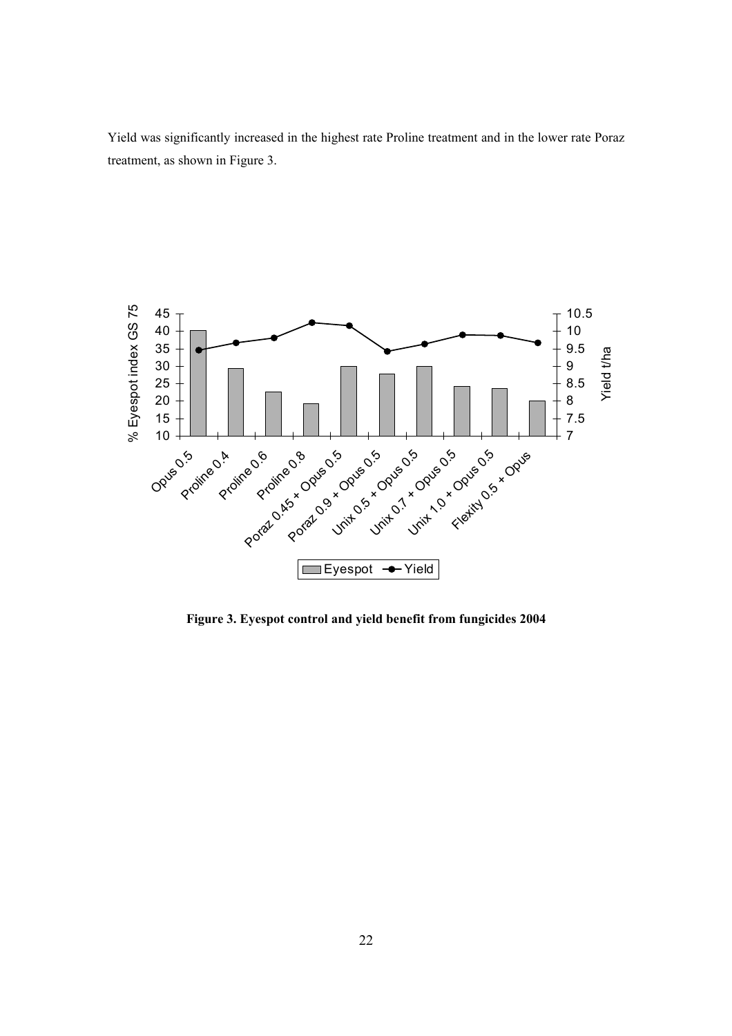Yield was significantly increased in the highest rate Proline treatment and in the lower rate Poraz treatment, as shown in Figure 3.

**Figure 3. Eyespot control and yield benefit from fungicides 2004**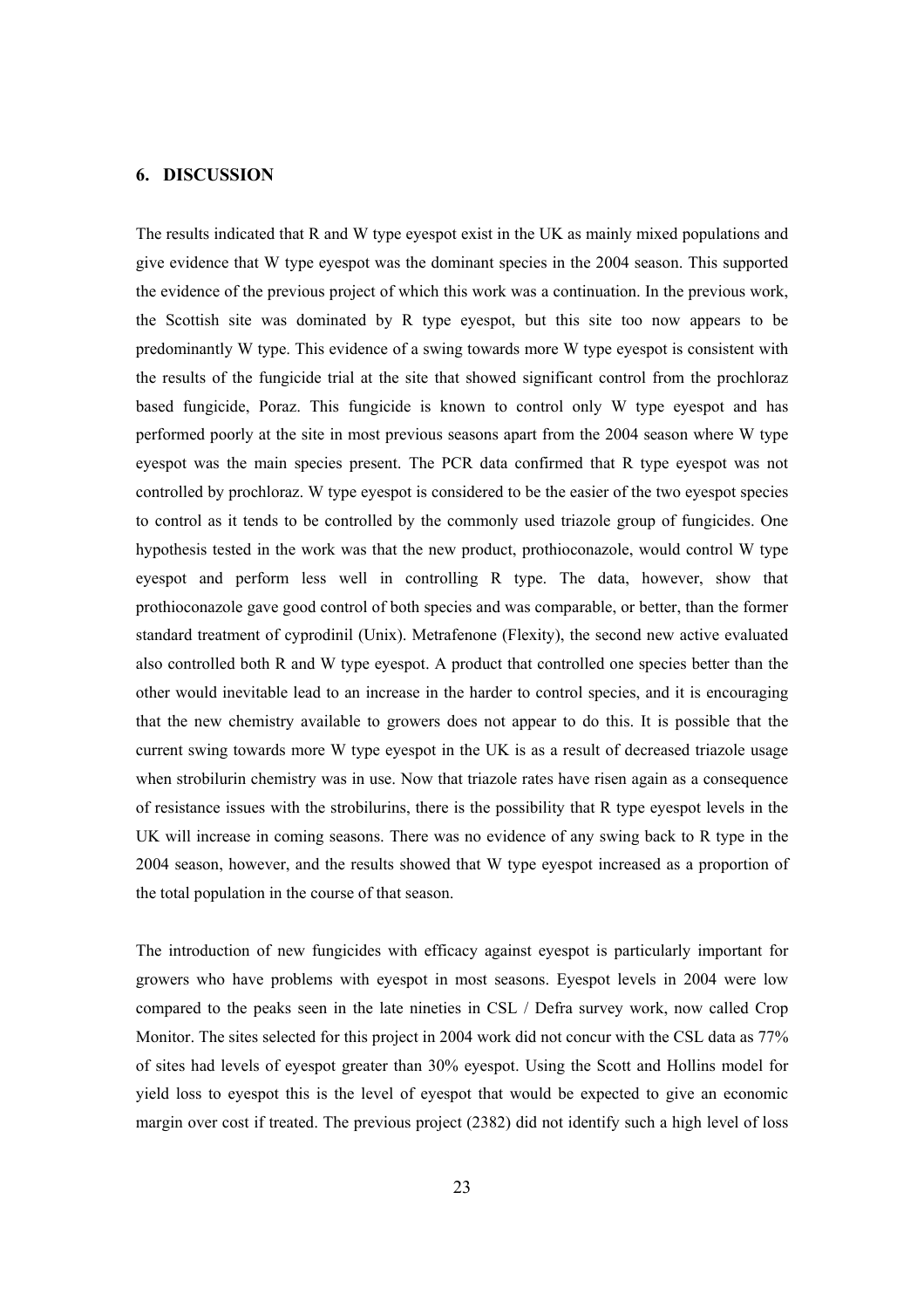## 6. DISCUSSION

The results indicated that R and W type eyespot exist in the UK as mainly mixed populations and give evidence that W type eyespot was the dominant species in the 2004 season. This supported the evidence of the previous project of which this work was a continuation. In the previous work, the Scottish site was dominated by R type eyespot, but this site too now appears to be predominantly W type. This evidence of a swing towards more W type eyespot is consistent with the results of the fungicide trial at the site that showed significant control from the prochloraz based fungicide, Poraz. This fungicide is known to control only W type eyespot and has performed poorly at the site in most previous seasons apart from the 2004 season where W type eyespot was the main species present. The PCR data confirmed that R type eyespot was not controlled by prochloraz. W type eyespot is considered to be the easier of the two eyespot species to control as it tends to be controlled by the commonly used triazole group of fungicides. One hypothesis tested in the work was that the new product, prothioconazole, would control W type eyespot and perform less well in controlling R type. The data, however, show that prothioconazole gave good control of both species and was comparable, or better, than the former standard treatment of cyprodinil (Unix). Metrafenone (Flexity), the second new active evaluated also controlled both R and W type eyespot. A product that controlled one species better than the other would inevitable lead to an increase in the harder to control species, and it is encouraging that the new chemistry available to growers does not appear to do this. It is possible that the current swing towards more W type eyespot in the UK is as a result of decreased triazole usage when strobilurin chemistry was in use. Now that triazole rates have risen again as a consequence of resistance issues with the strobilurins, there is the possibility that R type eyespot levels in the UK will increase in coming seasons. There was no evidence of any swing back to R type in the 2004 season, however, and the results showed that W type eyespot increased as a proportion of the total population in the course of that season.

The introduction of new fungicides with efficacy against eyespot is particularly important for growers who have problems with eyespot in most seasons. Eyespot levels in 2004 were low compared to the peaks seen in the late nineties in CSL / Defra survey work, now called Crop Monitor. The sites selected for this project in 2004 work did not concur with the CSL data as 77% of sites had levels of eyespot greater than 30% eyespot. Using the Scott and Hollins model for yield loss to eyespot this is the level of eyespot that would be expected to give an economic margin over cost if treated. The previous project (2382) did not identify such a high level of loss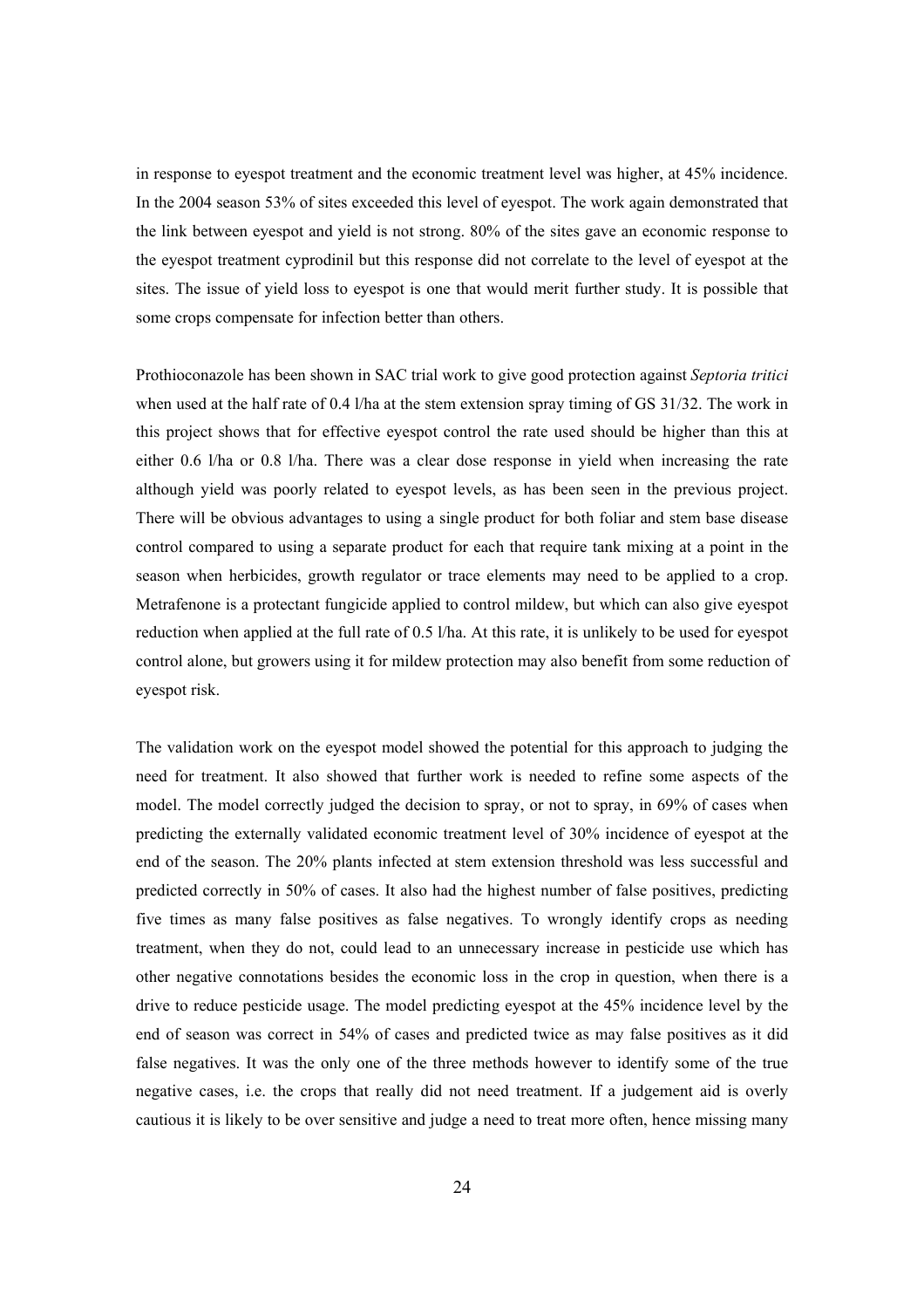in response to eyespot treatment and the economic treatment level was higher, at 45% incidence. In the 2004 season 53% of sites exceeded this level of eyespot. The work again demonstrated that the link between eyespot and yield is not strong. 80% of the sites gave an economic response to the eyespot treatment cyprodinil but this response did not correlate to the level of eyespot at the sites. The issue of yield loss to eyespot is one that would merit further study. It is possible that some crops compensate for infection better than others.

Prothioconazole has been shown in SAC trial work to give good protection against *Septoria tritici* when used at the half rate of 0.4 l/ha at the stem extension spray timing of GS 31/32. The work in this project shows that for effective eyespot control the rate used should be higher than this at either 0.6 l/ha or 0.8 l/ha. There was a clear dose response in yield when increasing the rate although yield was poorly related to eyespot levels, as has been seen in the previous project. There will be obvious advantages to using a single product for both foliar and stem base disease control compared to using a separate product for each that require tank mixing at a point in the season when herbicides, growth regulator or trace elements may need to be applied to a crop. Metrafenone is a protectant fungicide applied to control mildew, but which can also give eyespot reduction when applied at the full rate of 0.5 l/ha. At this rate, it is unlikely to be used for eyespot control alone, but growers using it for mildew protection may also benefit from some reduction of eyespot risk.

The validation work on the eyespot model showed the potential for this approach to judging the need for treatment. It also showed that further work is needed to refine some aspects of the model. The model correctly judged the decision to spray, or not to spray, in 69% of cases when predicting the externally validated economic treatment level of 30% incidence of eyespot at the end of the season. The 20% plants infected at stem extension threshold was less successful and predicted correctly in 50% of cases. It also had the highest number of false positives, predicting five times as many false positives as false negatives. To wrongly identify crops as needing treatment, when they do not, could lead to an unnecessary increase in pesticide use which has other negative connotations besides the economic loss in the crop in question, when there is a drive to reduce pesticide usage. The model predicting eyespot at the 45% incidence level by the end of season was correct in 54% of cases and predicted twice as may false positives as it did false negatives. It was the only one of the three methods however to identify some of the true negative cases, i.e. the crops that really did not need treatment. If a judgement aid is overly cautious it is likely to be over sensitive and judge a need to treat more often, hence missing many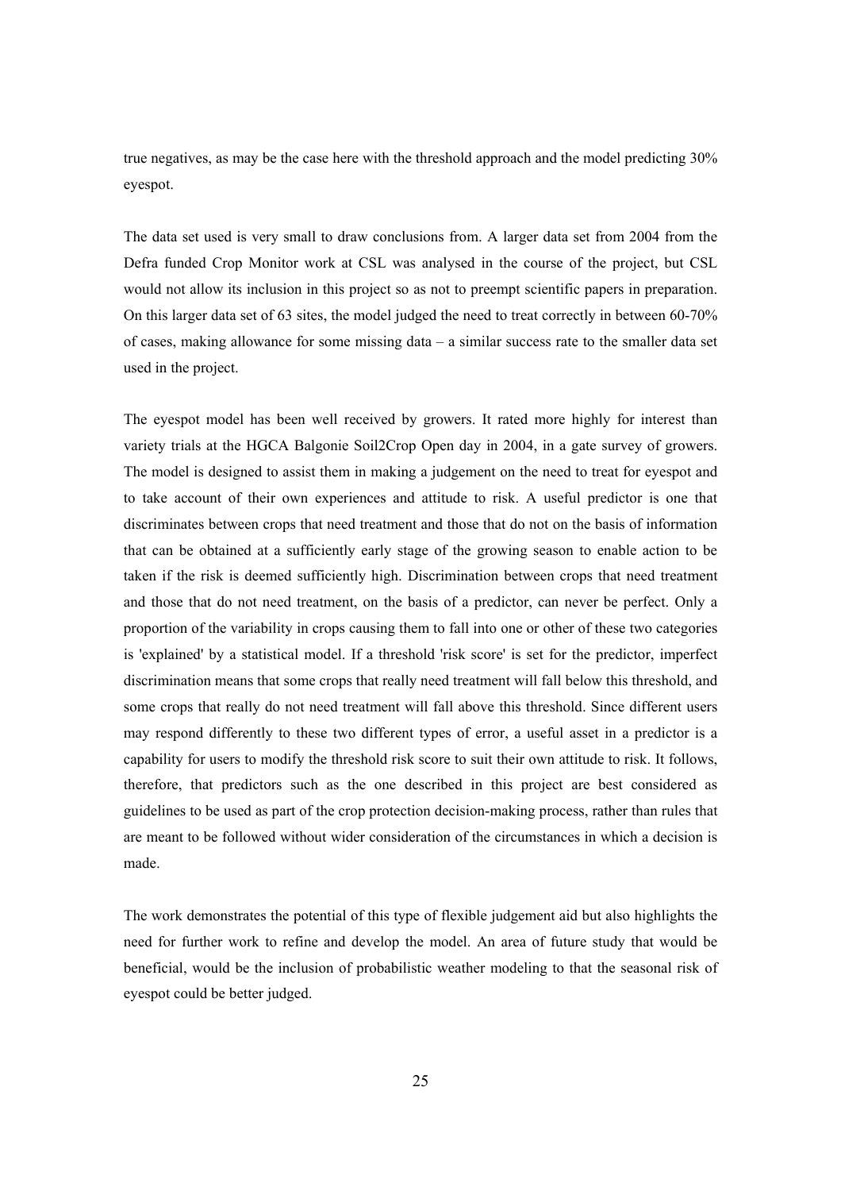true negatives, as may be the case here with the threshold approach and the model predicting 30% eyespot.

The data set used is very small to draw conclusions from. A larger data set from 2004 from the Defra funded Crop Monitor work at CSL was analysed in the course of the project, but CSL would not allow its inclusion in this project so as not to preempt scientific papers in preparation. On this larger data set of 63 sites, the model judged the need to treat correctly in between 60-70% of cases, making allowance for some missing data – a similar success rate to the smaller data set used in the project.

The eyespot model has been well received by growers. It rated more highly for interest than variety trials at the HGCA Balgonie Soil2Crop Open day in 2004, in a gate survey of growers. The model is designed to assist them in making a judgement on the need to treat for eyespot and to take account of their own experiences and attitude to risk. A useful predictor is one that discriminates between crops that need treatment and those that do not on the basis of information that can be obtained at a sufficiently early stage of the growing season to enable action to be taken if the risk is deemed sufficiently high. Discrimination between crops that need treatment and those that do not need treatment, on the basis of a predictor, can never be perfect. Only a proportion of the variability in crops causing them to fall into one or other of these two categories is 'explained' by a statistical model. If a threshold 'risk score' is set for the predictor, imperfect discrimination means that some crops that really need treatment will fall below this threshold, and some crops that really do not need treatment will fall above this threshold. Since different users may respond differently to these two different types of error, a useful asset in a predictor is a capability for users to modify the threshold risk score to suit their own attitude to risk. It follows, therefore, that predictors such as the one described in this project are best considered as guidelines to be used as part of the crop protection decision-making process, rather than rules that are meant to be followed without wider consideration of the circumstances in which a decision is made.

The work demonstrates the potential of this type of flexible judgement aid but also highlights the need for further work to refine and develop the model. An area of future study that would be beneficial, would be the inclusion of probabilistic weather modeling to that the seasonal risk of eyespot could be better judged.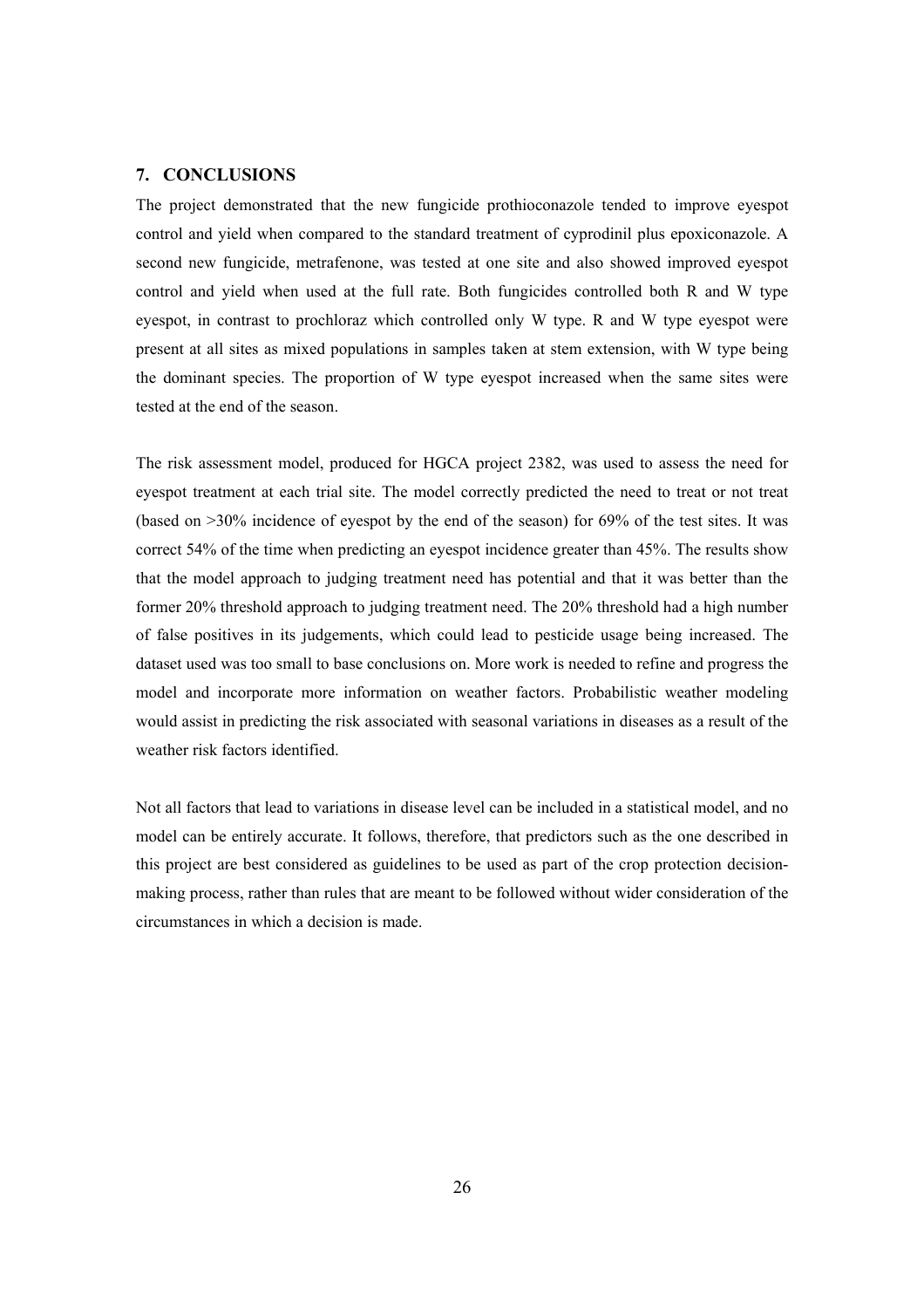## 7. CONCLUSIONS

The project demonstrated that the new fungicide prothioconazole tended to improve eyespot control and yield when compared to the standard treatment of cyprodinil plus epoxiconazole. A second new fungicide, metrafenone, was tested at one site and also showed improved eyespot control and yield when used at the full rate. Both fungicides controlled both R and W type eyespot, in contrast to prochloraz which controlled only W type. R and W type eyespot were present at all sites as mixed populations in samples taken at stem extension, with W type being the dominant species. The proportion of W type eyespot increased when the same sites were tested at the end of the season.

The risk assessment model, produced for HGCA project 2382, was used to assess the need for eyespot treatment at each trial site. The model correctly predicted the need to treat or not treat (based on >30% incidence of eyespot by the end of the season) for 69% of the test sites. It was correct 54% of the time when predicting an eyespot incidence greater than 45%. The results show that the model approach to judging treatment need has potential and that it was better than the former 20% threshold approach to judging treatment need. The 20% threshold had a high number of false positives in its judgements, which could lead to pesticide usage being increased. The dataset used was too small to base conclusions on. More work is needed to refine and progress the model and incorporate more information on weather factors. Probabilistic weather modeling would assist in predicting the risk associated with seasonal variations in diseases as a result of the weather risk factors identified.

Not all factors that lead to variations in disease level can be included in a statistical model, and no model can be entirely accurate. It follows, therefore, that predictors such as the one described in this project are best considered as guidelines to be used as part of the crop protection decision-making process, rather than rules that are meant to be followed without wider consideration of the circumstances in which a decision is made.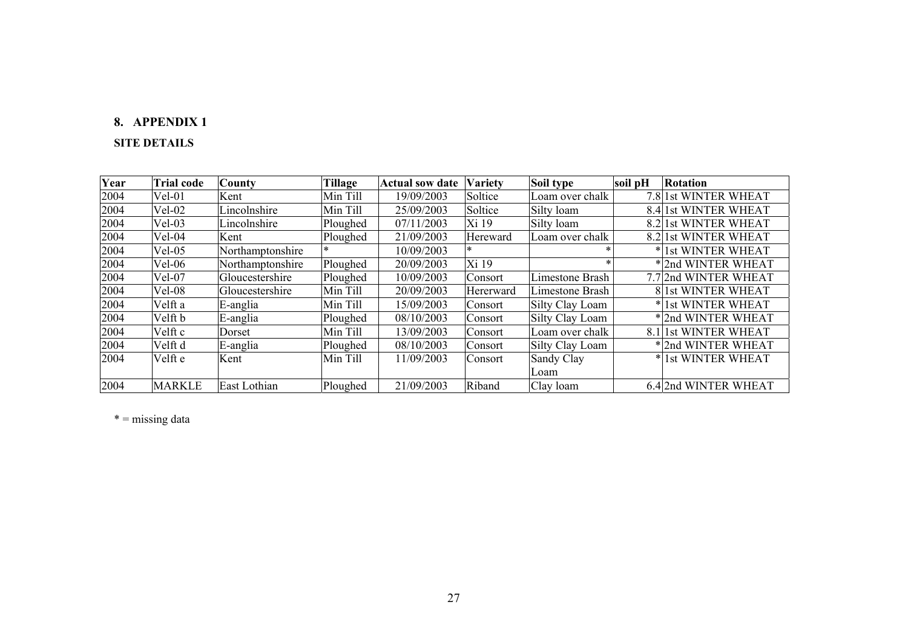## 8. APPENDIX 1

**SITE DETAILS**

| Year | Trial code | County | Tillage | Actual sow date | Variety | Soil type | soil pH | Rotation |
|---|---|---|---|---|---|---|---|---|
| 2004 | Vel-01 | Kent | Min Till | 19/09/2003 | Soltice | Loam over chalk | 7.8 | 1st WINTER WHEAT |
| 2004 | Vel-02 | Lincolnshire | Min Till | 25/09/2003 | Soltice | Silty loam | 8.4 | 1st WINTER WHEAT |
| 2004 | Vel-03 | Lincolnshire | Ploughed | 07/11/2003 | Xi 19 | Silty loam | 8.2 | 1st WINTER WHEAT |
| 2004 | Vel-04 | Kent | Ploughed | 21/09/2003 | Hereward | Loam over chalk | 8.2 | 1st WINTER WHEAT |
| 2004 | Vel-05 | Northamptonshire | * | 10/09/2003 | * | * | * | 1st WINTER WHEAT |
| 2004 | Vel-06 | Northamptonshire | Ploughed | 20/09/2003 | Xi 19 | * | * | 2nd WINTER WHEAT |
| 2004 | Vel-07 | Gloucestershire | Ploughed | 10/09/2003 | Consort | Limestone Brash | 7.7 | 2nd WINTER WHEAT |
| 2004 | Vel-08 | Gloucestershire | Min Till | 20/09/2003 | Hererward | Limestone Brash | 8 | 1st WINTER WHEAT |
| 2004 | Velft a | E-anglia | Min Till | 15/09/2003 | Consort | Silty Clay Loam | * | 1st WINTER WHEAT |
| 2004 | Velft b | E-anglia | Ploughed | 08/10/2003 | Consort | Silty Clay Loam | * | 2nd WINTER WHEAT |
| 2004 | Velft c | Dorset | Min Till | 13/09/2003 | Consort | Loam over chalk | 8.1 | 1st WINTER WHEAT |
| 2004 | Velft d | E-anglia | Ploughed | 08/10/2003 | Consort | Silty Clay Loam | * | 2nd WINTER WHEAT |
| 2004 | Velft e | Kent | Min Till | 11/09/2003 | Consort | Sandy Clay Loam | * | 1st WINTER WHEAT |
| 2004 | MARKLE | East Lothian | Ploughed | 21/09/2003 | Riband | Clay loam | 6.4 | 2nd WINTER WHEAT |

* = missing data